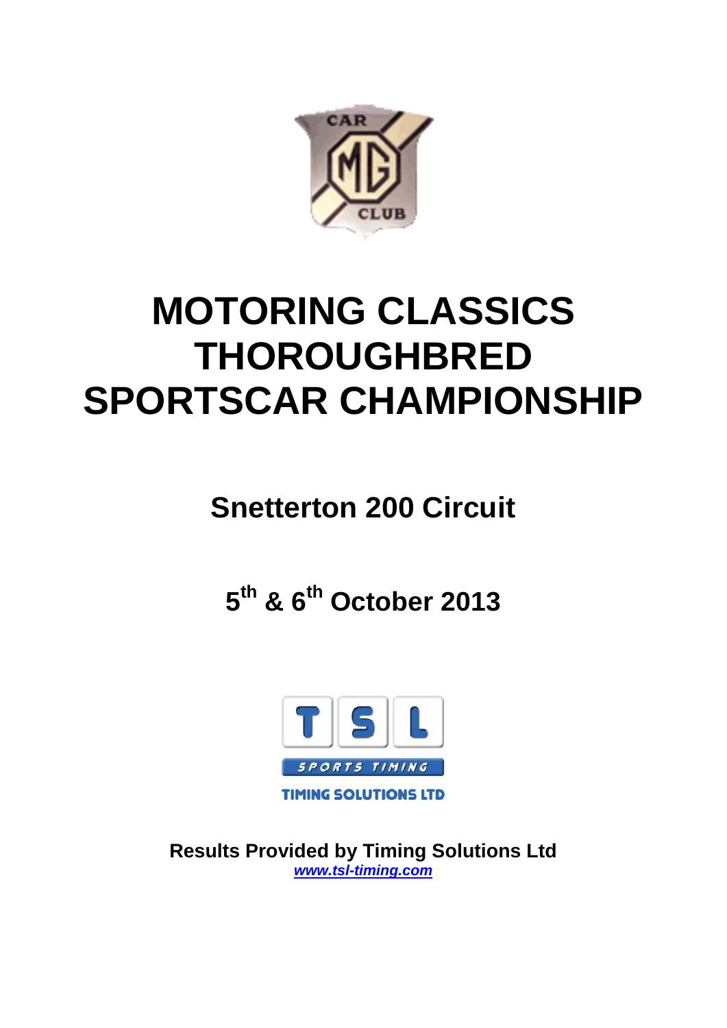# MOTORING CLASSICS THOROUGHBRED SPORTSCAR CHAMPIONSHIP

## Snetterton 200 Circuit

## 5th & 6th October 2013

**Results Provided by Timing Solutions Ltd**
***www.tsl-timing.com***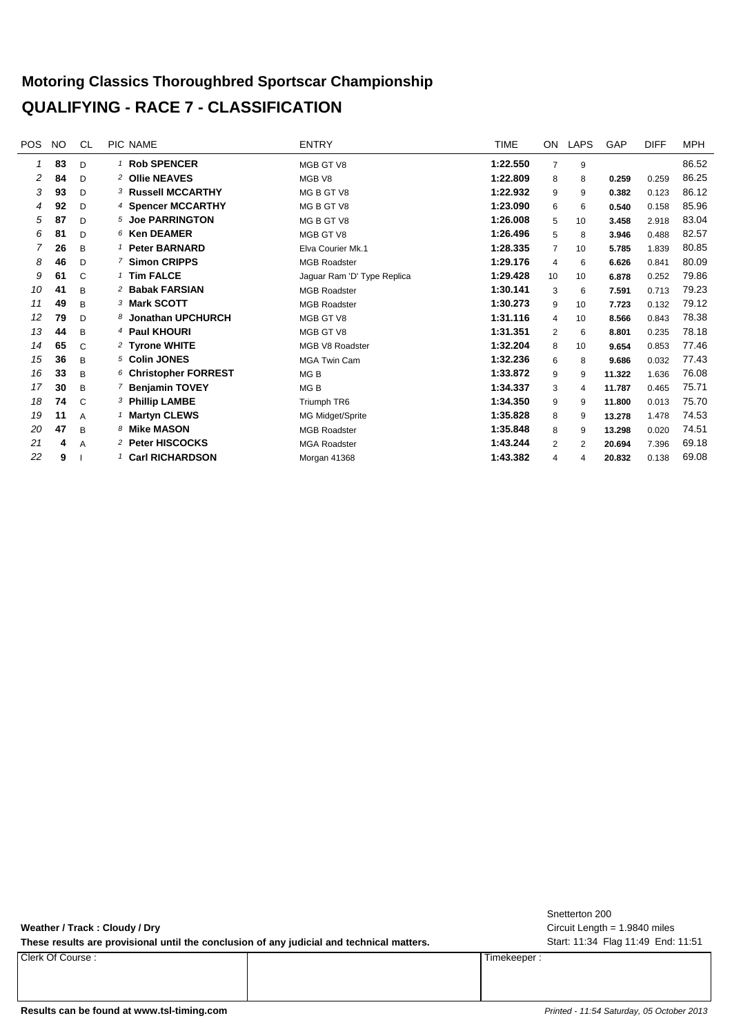# Motoring Classics Thoroughbred Sportscar Championship

## QUALIFYING - RACE 7 - CLASSIFICATION

| POS | NO | CL | PIC | NAME | ENTRY | TIME | ON | LAPS | GAP | DIFF | MPH |
|---|---|---|---|---|---|---|---|---|---|---|---|
| 1 | 83 | D | 1 | **Rob SPENCER** | MGB GT V8 | **1:22.550** | 7 | 9 | | | 86.52 |
| 2 | 84 | D | 2 | **Ollie NEAVES** | MGB V8 | **1:22.809** | 8 | 8 | **0.259** | 0.259 | 86.25 |
| 3 | 93 | D | 3 | **Russell MCCARTHY** | MG B GT V8 | **1:22.932** | 9 | 9 | **0.382** | 0.123 | 86.12 |
| 4 | 92 | D | 4 | **Spencer MCCARTHY** | MG B GT V8 | **1:23.090** | 6 | 6 | **0.540** | 0.158 | 85.96 |
| 5 | 87 | D | 5 | **Joe PARRINGTON** | MG B GT V8 | **1:26.008** | 5 | 10 | **3.458** | 2.918 | 83.04 |
| 6 | 81 | D | 6 | **Ken DEAMER** | MGB GT V8 | **1:26.496** | 5 | 8 | **3.946** | 0.488 | 82.57 |
| 7 | 26 | B | 1 | **Peter BARNARD** | Elva Courier Mk.1 | **1:28.335** | 7 | 10 | **5.785** | 1.839 | 80.85 |
| 8 | 46 | D | 7 | **Simon CRIPPS** | MGB Roadster | **1:29.176** | 4 | 6 | **6.626** | 0.841 | 80.09 |
| 9 | 61 | C | 1 | **Tim FALCE** | Jaguar Ram 'D' Type Replica | **1:29.428** | 10 | 10 | **6.878** | 0.252 | 79.86 |
| 10 | 41 | B | 2 | **Babak FARSIAN** | MGB Roadster | **1:30.141** | 3 | 6 | **7.591** | 0.713 | 79.23 |
| 11 | 49 | B | 3 | **Mark SCOTT** | MGB Roadster | **1:30.273** | 9 | 10 | **7.723** | 0.132 | 79.12 |
| 12 | 79 | D | 8 | **Jonathan UPCHURCH** | MGB GT V8 | **1:31.116** | 4 | 10 | **8.566** | 0.843 | 78.38 |
| 13 | 44 | B | 4 | **Paul KHOURI** | MGB GT V8 | **1:31.351** | 2 | 6 | **8.801** | 0.235 | 78.18 |
| 14 | 65 | C | 2 | **Tyrone WHITE** | MGB V8 Roadster | **1:32.204** | 8 | 10 | **9.654** | 0.853 | 77.46 |
| 15 | 36 | B | 5 | **Colin JONES** | MGA Twin Cam | **1:32.236** | 6 | 8 | **9.686** | 0.032 | 77.43 |
| 16 | 33 | B | 6 | **Christopher FORREST** | MG B | **1:33.872** | 9 | 9 | **11.322** | 1.636 | 76.08 |
| 17 | 30 | B | 7 | **Benjamin TOVEY** | MG B | **1:34.337** | 3 | 4 | **11.787** | 0.465 | 75.71 |
| 18 | 74 | C | 3 | **Phillip LAMBE** | Triumph TR6 | **1:34.350** | 9 | 9 | **11.800** | 0.013 | 75.70 |
| 19 | 11 | A | 1 | **Martyn CLEWS** | MG Midget/Sprite | **1:35.828** | 8 | 9 | **13.278** | 1.478 | 74.53 |
| 20 | 47 | B | 8 | **Mike MASON** | MGB Roadster | **1:35.848** | 8 | 9 | **13.298** | 0.020 | 74.51 |
| 21 | 4 | A | 2 | **Peter HISCOCKS** | MGA Roadster | **1:43.244** | 2 | 2 | **20.694** | 7.396 | 69.18 |
| 22 | 9 | I | 1 | **Carl RICHARDSON** | Morgan 41368 | **1:43.382** | 4 | 4 | **20.832** | 0.138 | 69.08 |

**Weather / Track : Cloudy / Dry**

**These results are provisional until the conclusion of any judicial and technical matters.**

Snetterton 200
Circuit Length = 1.9840 miles
Start: 11:34 Flag 11:49 End: 11:51

| Clerk Of Course : | | Timekeeper : |
|---|---|---|
| | | |

**Results can be found at www.tsl-timing.com**

*Printed - 11:54 Saturday, 05 October 2013*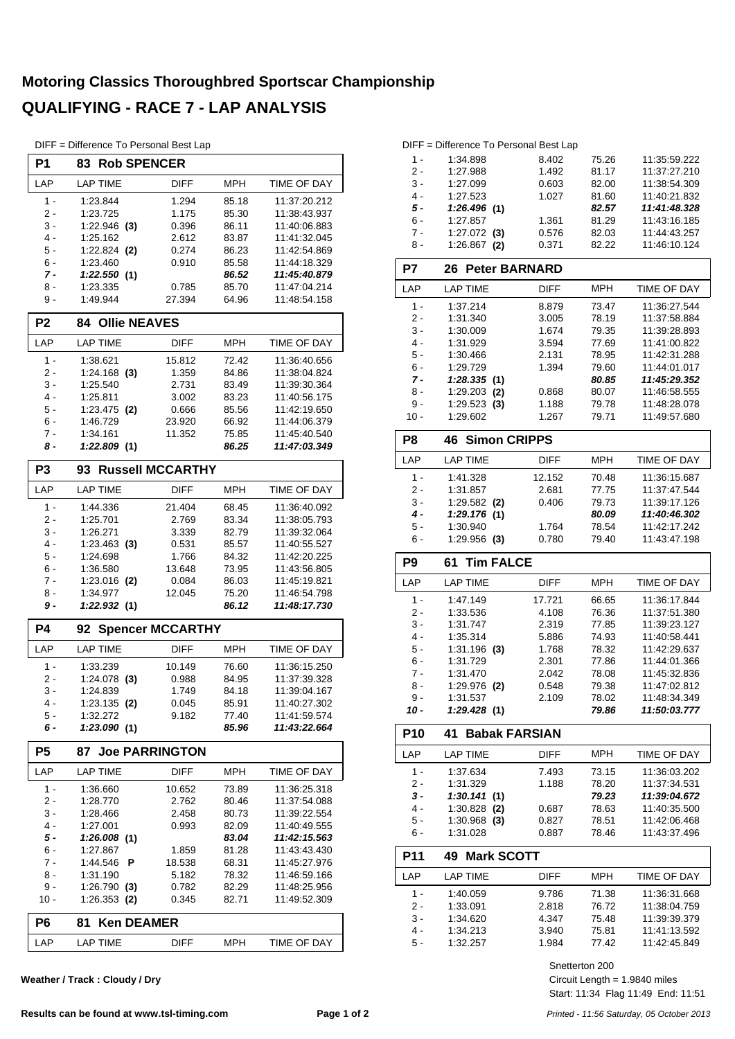# Motoring Classics Thoroughbred Sportscar Championship

## QUALIFYING - RACE 7 - LAP ANALYSIS

DIFF = Difference To Personal Best Lap

### P1 83 Rob SPENCER

| LAP | LAP TIME | DIFF | MPH | TIME OF DAY |
|---|---|---|---|---|
| 1 - | 1:23.844 | 1.294 | 85.18 | 11:37:20.212 |
| 2 - | 1:23.725 | 1.175 | 85.30 | 11:38:43.937 |
| 3 - | 1:22.946 **(3)** | 0.396 | 86.11 | 11:40:06.883 |
| 4 - | 1:25.162 | 2.612 | 83.87 | 11:41:32.045 |
| 5 - | 1:22.824 **(2)** | 0.274 | 86.23 | 11:42:54.869 |
| 6 - | 1:23.460 | 0.910 | 85.58 | 11:44:18.329 |
| ***7 -*** | ***1:22.550* (1)** | | ***86.52*** | ***11:45:40.879*** |
| 8 - | 1:23.335 | 0.785 | 85.70 | 11:47:04.214 |
| 9 - | 1:49.944 | 27.394 | 64.96 | 11:48:54.158 |

### P2 84 Ollie NEAVES

| LAP | LAP TIME | DIFF | MPH | TIME OF DAY |
|---|---|---|---|---|
| 1 - | 1:38.621 | 15.812 | 72.42 | 11:36:40.656 |
| 2 - | 1:24.168 **(3)** | 1.359 | 84.86 | 11:38:04.824 |
| 3 - | 1:25.540 | 2.731 | 83.49 | 11:39:30.364 |
| 4 - | 1:25.811 | 3.002 | 83.23 | 11:40:56.175 |
| 5 - | 1:23.475 **(2)** | 0.666 | 85.56 | 11:42:19.650 |
| 6 - | 1:46.729 | 23.920 | 66.92 | 11:44:06.379 |
| 7 - | 1:34.161 | 11.352 | 75.85 | 11:45:40.540 |
| ***8 -*** | ***1:22.809* (1)** | | ***86.25*** | ***11:47:03.349*** |

### P3 93 Russell MCCARTHY

| LAP | LAP TIME | DIFF | MPH | TIME OF DAY |
|---|---|---|---|---|
| 1 - | 1:44.336 | 21.404 | 68.45 | 11:36:40.092 |
| 2 - | 1:25.701 | 2.769 | 83.34 | 11:38:05.793 |
| 3 - | 1:26.271 | 3.339 | 82.79 | 11:39:32.064 |
| 4 - | 1:23.463 **(3)** | 0.531 | 85.57 | 11:40:55.527 |
| 5 - | 1:24.698 | 1.766 | 84.32 | 11:42:20.225 |
| 6 - | 1:36.580 | 13.648 | 73.95 | 11:43:56.805 |
| 7 - | 1:23.016 **(2)** | 0.084 | 86.03 | 11:45:19.821 |
| 8 - | 1:34.977 | 12.045 | 75.20 | 11:46:54.798 |
| ***9 -*** | ***1:22.932* (1)** | | ***86.12*** | ***11:48:17.730*** |

### P4 92 Spencer MCCARTHY

| LAP | LAP TIME | DIFF | MPH | TIME OF DAY |
|---|---|---|---|---|
| 1 - | 1:33.239 | 10.149 | 76.60 | 11:36:15.250 |
| 2 - | 1:24.078 **(3)** | 0.988 | 84.95 | 11:37:39.328 |
| 3 - | 1:24.839 | 1.749 | 84.18 | 11:39:04.167 |
| 4 - | 1:23.135 **(2)** | 0.045 | 85.91 | 11:40:27.302 |
| 5 - | 1:32.272 | 9.182 | 77.40 | 11:41:59.574 |
| ***6 -*** | ***1:23.090* (1)** | | ***85.96*** | ***11:43:22.664*** |

### P5 87 Joe PARRINGTON

| LAP | LAP TIME | DIFF | MPH | TIME OF DAY |
|---|---|---|---|---|
| 1 - | 1:36.660 | 10.652 | 73.89 | 11:36:25.318 |
| 2 - | 1:28.770 | 2.762 | 80.46 | 11:37:54.088 |
| 3 - | 1:28.466 | 2.458 | 80.73 | 11:39:22.554 |
| 4 - | 1:27.001 | 0.993 | 82.09 | 11:40:49.555 |
| ***5 -*** | ***1:26.008* (1)** | | ***83.04*** | ***11:42:15.563*** |
| 6 - | 1:27.867 | 1.859 | 81.28 | 11:43:43.430 |
| 7 - | 1:44.546 **P** | 18.538 | 68.31 | 11:45:27.976 |
| 8 - | 1:31.190 | 5.182 | 78.32 | 11:46:59.166 |
| 9 - | 1:26.790 **(3)** | 0.782 | 82.29 | 11:48:25.956 |
| 10 - | 1:26.353 **(2)** | 0.345 | 82.71 | 11:49:52.309 |

### P6 81 Ken DEAMER

| LAP | LAP TIME | DIFF | MPH | TIME OF DAY |
|---|---|---|---|---|
| 1 - | 1:34.898 | 8.402 | 75.26 | 11:35:59.222 |
| 2 - | 1:27.988 | 1.492 | 81.17 | 11:37:27.210 |
| 3 - | 1:27.099 | 0.603 | 82.00 | 11:38:54.309 |
| 4 - | 1:27.523 | 1.027 | 81.60 | 11:40:21.832 |
| ***5 -*** | ***1:26.496* (1)** | | ***82.57*** | ***11:41:48.328*** |
| 6 - | 1:27.857 | 1.361 | 81.29 | 11:43:16.185 |
| 7 - | 1:27.072 **(3)** | 0.576 | 82.03 | 11:44:43.257 |
| 8 - | 1:26.867 **(2)** | 0.371 | 82.22 | 11:46:10.124 |

### P7 26 Peter BARNARD

| LAP | LAP TIME | DIFF | MPH | TIME OF DAY |
|---|---|---|---|---|
| 1 - | 1:37.214 | 8.879 | 73.47 | 11:36:27.544 |
| 2 - | 1:31.340 | 3.005 | 78.19 | 11:37:58.884 |
| 3 - | 1:30.009 | 1.674 | 79.35 | 11:39:28.893 |
| 4 - | 1:31.929 | 3.594 | 77.69 | 11:41:00.822 |
| 5 - | 1:30.466 | 2.131 | 78.95 | 11:42:31.288 |
| 6 - | 1:29.729 | 1.394 | 79.60 | 11:44:01.017 |
| ***7 -*** | ***1:28.335* (1)** | | ***80.85*** | ***11:45:29.352*** |
| 8 - | 1:29.203 **(2)** | 0.868 | 80.07 | 11:46:58.555 |
| 9 - | 1:29.523 **(3)** | 1.188 | 79.78 | 11:48:28.078 |
| 10 - | 1:29.602 | 1.267 | 79.71 | 11:49:57.680 |

### P8 46 Simon CRIPPS

| LAP | LAP TIME | DIFF | MPH | TIME OF DAY |
|---|---|---|---|---|
| 1 - | 1:41.328 | 12.152 | 70.48 | 11:36:15.687 |
| 2 - | 1:31.857 | 2.681 | 77.75 | 11:37:47.544 |
| 3 - | 1:29.582 **(2)** | 0.406 | 79.73 | 11:39:17.126 |
| ***4 -*** | ***1:29.176* (1)** | | ***80.09*** | ***11:40:46.302*** |
| 5 - | 1:30.940 | 1.764 | 78.54 | 11:42:17.242 |
| 6 - | 1:29.956 **(3)** | 0.780 | 79.40 | 11:43:47.198 |

### P9 61 Tim FALCE

| LAP | LAP TIME | DIFF | MPH | TIME OF DAY |
|---|---|---|---|---|
| 1 - | 1:47.149 | 17.721 | 66.65 | 11:36:17.844 |
| 2 - | 1:33.536 | 4.108 | 76.36 | 11:37:51.380 |
| 3 - | 1:31.747 | 2.319 | 77.85 | 11:39:23.127 |
| 4 - | 1:35.314 | 5.886 | 74.93 | 11:40:58.441 |
| 5 - | 1:31.196 **(3)** | 1.768 | 78.32 | 11:42:29.637 |
| 6 - | 1:31.729 | 2.301 | 77.86 | 11:44:01.366 |
| 7 - | 1:31.470 | 2.042 | 78.08 | 11:45:32.836 |
| 8 - | 1:29.976 **(2)** | 0.548 | 79.38 | 11:47:02.812 |
| 9 - | 1:31.537 | 2.109 | 78.02 | 11:48:34.349 |
| ***10 -*** | ***1:29.428* (1)** | | ***79.86*** | ***11:50:03.777*** |

### P10 41 Babak FARSIAN

| LAP | LAP TIME | DIFF | MPH | TIME OF DAY |
|---|---|---|---|---|
| 1 - | 1:37.634 | 7.493 | 73.15 | 11:36:03.202 |
| 2 - | 1:31.329 | 1.188 | 78.20 | 11:37:34.531 |
| ***3 -*** | ***1:30.141* (1)** | | ***79.23*** | ***11:39:04.672*** |
| 4 - | 1:30.828 **(2)** | 0.687 | 78.63 | 11:40:35.500 |
| 5 - | 1:30.968 **(3)** | 0.827 | 78.51 | 11:42:06.468 |
| 6 - | 1:31.028 | 0.887 | 78.46 | 11:43:37.496 |

### P11 49 Mark SCOTT

| LAP | LAP TIME | DIFF | MPH | TIME OF DAY |
|---|---|---|---|---|
| 1 - | 1:40.059 | 9.786 | 71.38 | 11:36:31.668 |
| 2 - | 1:33.091 | 2.818 | 76.72 | 11:38:04.759 |
| 3 - | 1:34.620 | 4.347 | 75.48 | 11:39:39.379 |
| 4 - | 1:34.213 | 3.940 | 75.81 | 11:41:13.592 |
| 5 - | 1:32.257 | 1.984 | 77.42 | 11:42:45.849 |

Snetterton 200
Circuit Length = 1.9840 miles
Start: 11:34 Flag 11:49 End: 11:51

**Weather / Track : Cloudy / Dry**

**Results can be found at www.tsl-timing.com**

*Printed - 11:56 Saturday, 05 October 2013*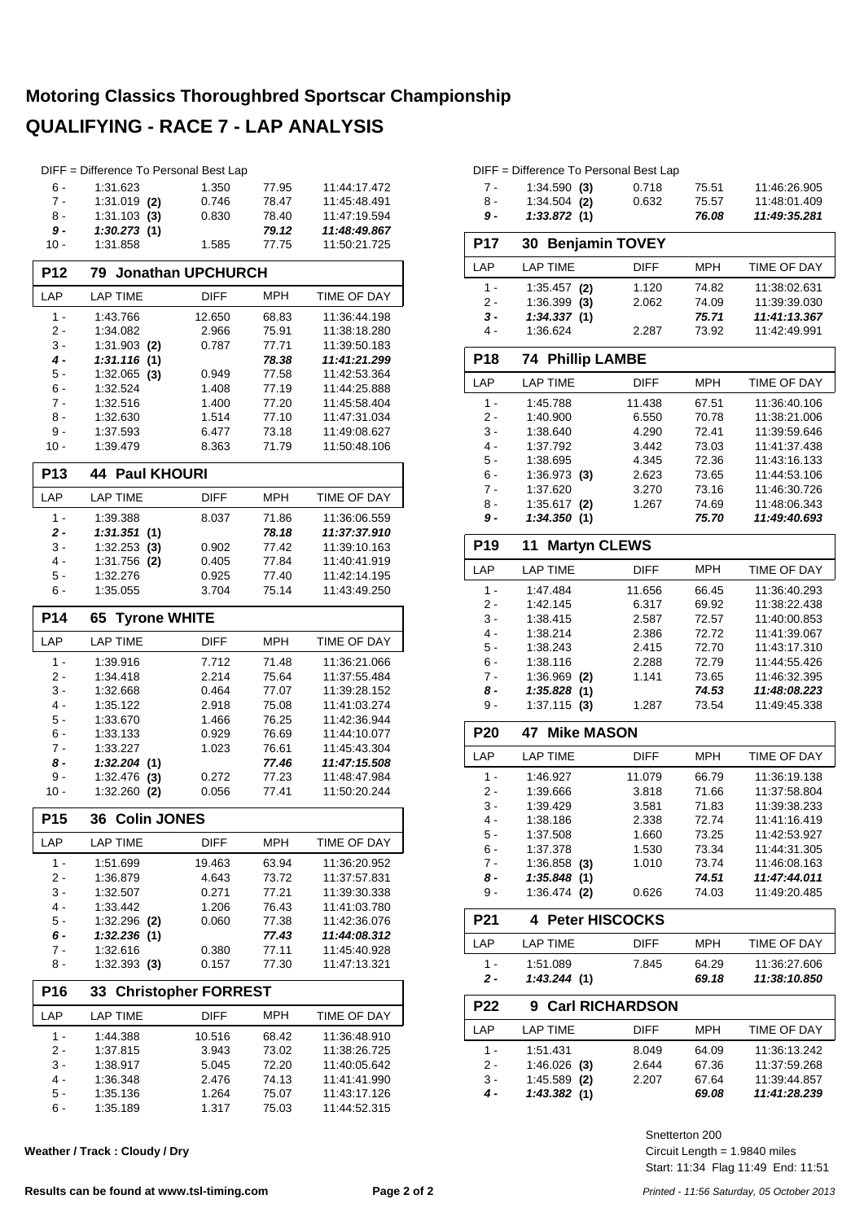# Motoring Classics Thoroughbred Sportscar Championship

## QUALIFYING - RACE 7 - LAP ANALYSIS

DIFF = Difference To Personal Best Lap

| LAP | LAP TIME | DIFF | MPH | TIME OF DAY |
|---|---|---|---|---|
| 6 - | 1:31.623 | 1.350 | 77.95 | 11:44:17.472 |
| 7 - | 1:31.019 **(2)** | 0.746 | 78.47 | 11:45:48.491 |
| 8 - | 1:31.103 **(3)** | 0.830 | 78.40 | 11:47:19.594 |
| ***9 -*** | ***1:30.273*** **(1)** | | ***79.12*** | ***11:48:49.867*** |
| 10 - | 1:31.858 | 1.585 | 77.75 | 11:50:21.725 |

### P12 79 Jonathan UPCHURCH

| LAP | LAP TIME | DIFF | MPH | TIME OF DAY |
|---|---|---|---|---|
| 1 - | 1:43.766 | 12.650 | 68.83 | 11:36:44.198 |
| 2 - | 1:34.082 | 2.966 | 75.91 | 11:38:18.280 |
| 3 - | 1:31.903 **(2)** | 0.787 | 77.71 | 11:39:50.183 |
| ***4 -*** | ***1:31.116*** **(1)** | | ***78.38*** | ***11:41:21.299*** |
| 5 - | 1:32.065 **(3)** | 0.949 | 77.58 | 11:42:53.364 |
| 6 - | 1:32.524 | 1.408 | 77.19 | 11:44:25.888 |
| 7 - | 1:32.516 | 1.400 | 77.20 | 11:45:58.404 |
| 8 - | 1:32.630 | 1.514 | 77.10 | 11:47:31.034 |
| 9 - | 1:37.593 | 6.477 | 73.18 | 11:49:08.627 |
| 10 - | 1:39.479 | 8.363 | 71.79 | 11:50:48.106 |

### P13 44 Paul KHOURI

| LAP | LAP TIME | DIFF | MPH | TIME OF DAY |
|---|---|---|---|---|
| 1 - | 1:39.388 | 8.037 | 71.86 | 11:36:06.559 |
| ***2 -*** | ***1:31.351*** **(1)** | | ***78.18*** | ***11:37:37.910*** |
| 3 - | 1:32.253 **(3)** | 0.902 | 77.42 | 11:39:10.163 |
| 4 - | 1:31.756 **(2)** | 0.405 | 77.84 | 11:40:41.919 |
| 5 - | 1:32.276 | 0.925 | 77.40 | 11:42:14.195 |
| 6 - | 1:35.055 | 3.704 | 75.14 | 11:43:49.250 |

### P14 65 Tyrone WHITE

| LAP | LAP TIME | DIFF | MPH | TIME OF DAY |
|---|---|---|---|---|
| 1 - | 1:39.916 | 7.712 | 71.48 | 11:36:21.066 |
| 2 - | 1:34.418 | 2.214 | 75.64 | 11:37:55.484 |
| 3 - | 1:32.668 | 0.464 | 77.07 | 11:39:28.152 |
| 4 - | 1:35.122 | 2.918 | 75.08 | 11:41:03.274 |
| 5 - | 1:33.670 | 1.466 | 76.25 | 11:42:36.944 |
| 6 - | 1:33.133 | 0.929 | 76.69 | 11:44:10.077 |
| 7 - | 1:33.227 | 1.023 | 76.61 | 11:45:43.304 |
| ***8 -*** | ***1:32.204*** **(1)** | | ***77.46*** | ***11:47:15.508*** |
| 9 - | 1:32.476 **(3)** | 0.272 | 77.23 | 11:48:47.984 |
| 10 - | 1:32.260 **(2)** | 0.056 | 77.41 | 11:50:20.244 |

### P15 36 Colin JONES

| LAP | LAP TIME | DIFF | MPH | TIME OF DAY |
|---|---|---|---|---|
| 1 - | 1:51.699 | 19.463 | 63.94 | 11:36:20.952 |
| 2 - | 1:36.879 | 4.643 | 73.72 | 11:37:57.831 |
| 3 - | 1:32.507 | 0.271 | 77.21 | 11:39:30.338 |
| 4 - | 1:33.442 | 1.206 | 76.43 | 11:41:03.780 |
| 5 - | 1:32.296 **(2)** | 0.060 | 77.38 | 11:42:36.076 |
| ***6 -*** | ***1:32.236*** **(1)** | | ***77.43*** | ***11:44:08.312*** |
| 7 - | 1:32.616 | 0.380 | 77.11 | 11:45:40.928 |
| 8 - | 1:32.393 **(3)** | 0.157 | 77.30 | 11:47:13.321 |

### P16 33 Christopher FORREST

| LAP | LAP TIME | DIFF | MPH | TIME OF DAY |
|---|---|---|---|---|
| 1 - | 1:44.388 | 10.516 | 68.42 | 11:36:48.910 |
| 2 - | 1:37.815 | 3.943 | 73.02 | 11:38:26.725 |
| 3 - | 1:38.917 | 5.045 | 72.20 | 11:40:05.642 |
| 4 - | 1:36.348 | 2.476 | 74.13 | 11:41:41.990 |
| 5 - | 1:35.136 | 1.264 | 75.07 | 11:43:17.126 |
| 6 - | 1:35.189 | 1.317 | 75.03 | 11:44:52.315 |
| 7 - | 1:34.590 **(3)** | 0.718 | 75.51 | 11:46:26.905 |
| 8 - | 1:34.504 **(2)** | 0.632 | 75.57 | 11:48:01.409 |
| ***9 -*** | ***1:33.872*** **(1)** | | ***76.08*** | ***11:49:35.281*** |

### P17 30 Benjamin TOVEY

| LAP | LAP TIME | DIFF | MPH | TIME OF DAY |
|---|---|---|---|---|
| 1 - | 1:35.457 **(2)** | 1.120 | 74.82 | 11:38:02.631 |
| 2 - | 1:36.399 **(3)** | 2.062 | 74.09 | 11:39:39.030 |
| ***3 -*** | ***1:34.337*** **(1)** | | ***75.71*** | ***11:41:13.367*** |
| 4 - | 1:36.624 | 2.287 | 73.92 | 11:42:49.991 |

### P18 74 Phillip LAMBE

| LAP | LAP TIME | DIFF | MPH | TIME OF DAY |
|---|---|---|---|---|
| 1 - | 1:45.788 | 11.438 | 67.51 | 11:36:40.106 |
| 2 - | 1:40.900 | 6.550 | 70.78 | 11:38:21.006 |
| 3 - | 1:38.640 | 4.290 | 72.41 | 11:39:59.646 |
| 4 - | 1:37.792 | 3.442 | 73.03 | 11:41:37.438 |
| 5 - | 1:38.695 | 4.345 | 72.36 | 11:43:16.133 |
| 6 - | 1:36.973 **(3)** | 2.623 | 73.65 | 11:44:53.106 |
| 7 - | 1:37.620 | 3.270 | 73.16 | 11:46:30.726 |
| 8 - | 1:35.617 **(2)** | 1.267 | 74.69 | 11:48:06.343 |
| ***9 -*** | ***1:34.350*** **(1)** | | ***75.70*** | ***11:49:40.693*** |

### P19 11 Martyn CLEWS

| LAP | LAP TIME | DIFF | MPH | TIME OF DAY |
|---|---|---|---|---|
| 1 - | 1:47.484 | 11.656 | 66.45 | 11:36:40.293 |
| 2 - | 1:42.145 | 6.317 | 69.92 | 11:38:22.438 |
| 3 - | 1:38.415 | 2.587 | 72.57 | 11:40:00.853 |
| 4 - | 1:38.214 | 2.386 | 72.72 | 11:41:39.067 |
| 5 - | 1:38.243 | 2.415 | 72.70 | 11:43:17.310 |
| 6 - | 1:38.116 | 2.288 | 72.79 | 11:44:55.426 |
| 7 - | 1:36.969 **(2)** | 1.141 | 73.65 | 11:46:32.395 |
| ***8 -*** | ***1:35.828*** **(1)** | | ***74.53*** | ***11:48:08.223*** |
| 9 - | 1:37.115 **(3)** | 1.287 | 73.54 | 11:49:45.338 |

### P20 47 Mike MASON

| LAP | LAP TIME | DIFF | MPH | TIME OF DAY |
|---|---|---|---|---|
| 1 - | 1:46.927 | 11.079 | 66.79 | 11:36:19.138 |
| 2 - | 1:39.666 | 3.818 | 71.66 | 11:37:58.804 |
| 3 - | 1:39.429 | 3.581 | 71.83 | 11:39:38.233 |
| 4 - | 1:38.186 | 2.338 | 72.74 | 11:41:16.419 |
| 5 - | 1:37.508 | 1.660 | 73.25 | 11:42:53.927 |
| 6 - | 1:37.378 | 1.530 | 73.34 | 11:44:31.305 |
| 7 - | 1:36.858 **(3)** | 1.010 | 73.74 | 11:46:08.163 |
| ***8 -*** | ***1:35.848*** **(1)** | | ***74.51*** | ***11:47:44.011*** |
| 9 - | 1:36.474 **(2)** | 0.626 | 74.03 | 11:49:20.485 |

### P21 4 Peter HISCOCKS

| LAP | LAP TIME | DIFF | MPH | TIME OF DAY |
|---|---|---|---|---|
| 1 - | 1:51.089 | 7.845 | 64.29 | 11:36:27.606 |
| ***2 -*** | ***1:43.244*** **(1)** | | ***69.18*** | ***11:38:10.850*** |

### P22 9 Carl RICHARDSON

| LAP | LAP TIME | DIFF | MPH | TIME OF DAY |
|---|---|---|---|---|
| 1 - | 1:51.431 | 8.049 | 64.09 | 11:36:13.242 |
| 2 - | 1:46.026 **(3)** | 2.644 | 67.36 | 11:37:59.268 |
| 3 - | 1:45.589 **(2)** | 2.207 | 67.64 | 11:39:44.857 |
| ***4 -*** | ***1:43.382*** **(1)** | | ***69.08*** | ***11:41:28.239*** |

Snetterton 200
Circuit Length = 1.9840 miles
Start: 11:34 Flag 11:49 End: 11:51

**Weather / Track : Cloudy / Dry**

**Results can be found at www.tsl-timing.com**

*Printed - 11:56 Saturday, 05 October 2013*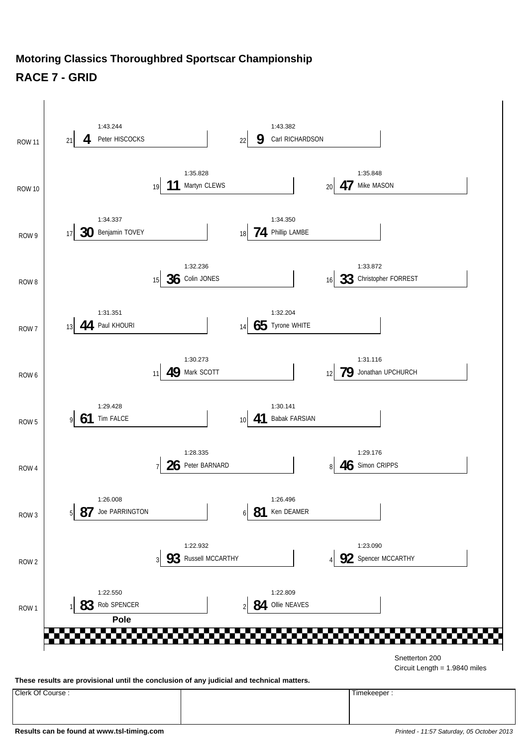# Motoring Classics Thoroughbred Sportscar Championship

## RACE 7 - GRID

| Row | Pos | No | Driver | Time |
|---|---|---|---|---|
| ROW 11 | 21 | 4 | Peter HISCOCKS | 1:43.244 |
| ROW 11 | 22 | 9 | Carl RICHARDSON | 1:43.382 |
| ROW 10 | 19 | 11 | Martyn CLEWS | 1:35.828 |
| ROW 10 | 20 | 47 | Mike MASON | 1:35.848 |
| ROW 9 | 17 | 30 | Benjamin TOVEY | 1:34.337 |
| ROW 9 | 18 | 74 | Phillip LAMBE | 1:34.350 |
| ROW 8 | 15 | 36 | Colin JONES | 1:32.236 |
| ROW 8 | 16 | 33 | Christopher FORREST | 1:33.872 |
| ROW 7 | 13 | 44 | Paul KHOURI | 1:31.351 |
| ROW 7 | 14 | 65 | Tyrone WHITE | 1:32.204 |
| ROW 6 | 11 | 49 | Mark SCOTT | 1:30.273 |
| ROW 6 | 12 | 79 | Jonathan UPCHURCH | 1:31.116 |
| ROW 5 | 9 | 61 | Tim FALCE | 1:29.428 |
| ROW 5 | 10 | 41 | Babak FARSIAN | 1:30.141 |
| ROW 4 | 7 | 26 | Peter BARNARD | 1:28.335 |
| ROW 4 | 8 | 46 | Simon CRIPPS | 1:29.176 |
| ROW 3 | 5 | 87 | Joe PARRINGTON | 1:26.008 |
| ROW 3 | 6 | 81 | Ken DEAMER | 1:26.496 |
| ROW 2 | 3 | 93 | Russell MCCARTHY | 1:22.932 |
| ROW 2 | 4 | 92 | Spencer MCCARTHY | 1:23.090 |
| ROW 1 | 1 | 83 | Rob SPENCER (Pole) | 1:22.550 |
| ROW 1 | 2 | 84 | Ollie NEAVES | 1:22.809 |

Snetterton 200
Circuit Length = 1.9840 miles

**These results are provisional until the conclusion of any judicial and technical matters.**

| Clerk Of Course : | | Timekeeper : |
|---|---|---|
| | | |

**Results can be found at www.tsl-timing.com**

*Printed - 11:57 Saturday, 05 October 2013*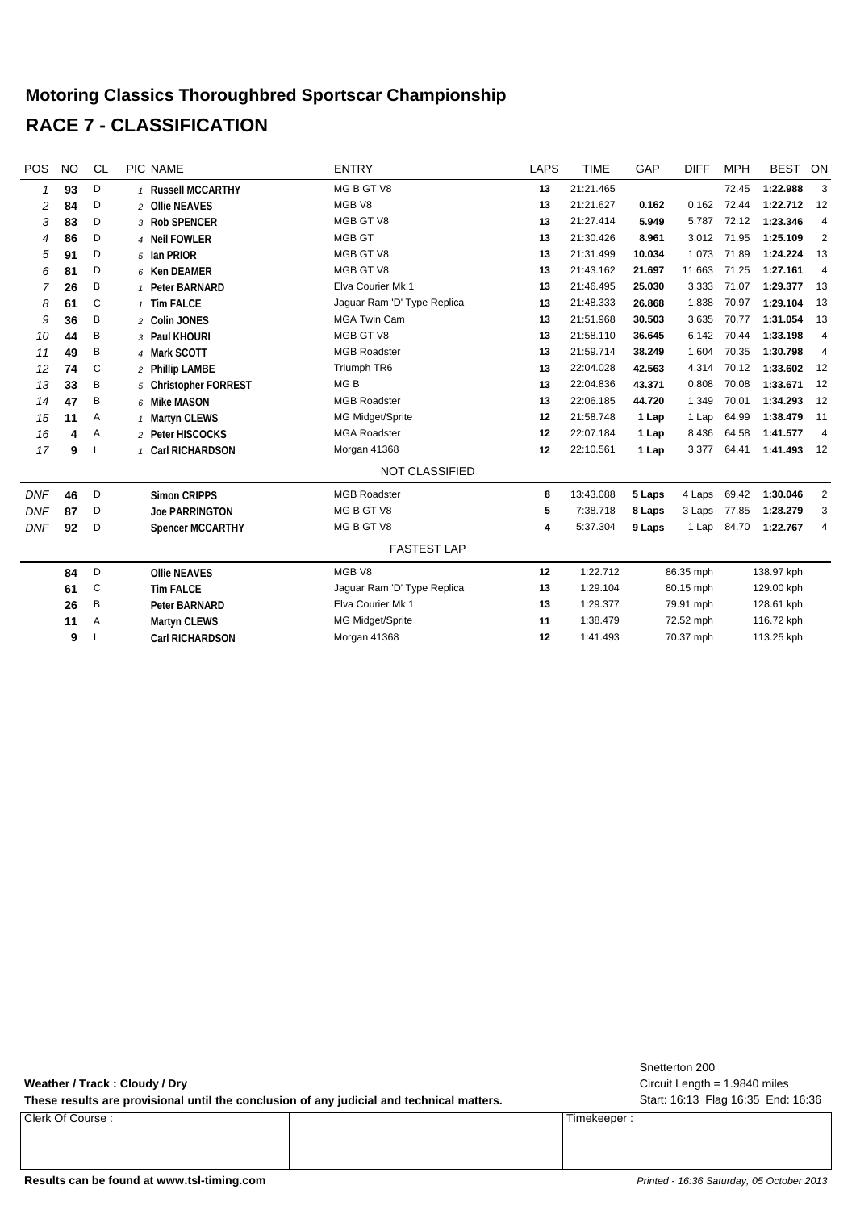# Motoring Classics Thoroughbred Sportscar Championship

## RACE 7 - CLASSIFICATION

| POS | NO | CL | PIC | NAME | ENTRY | LAPS | TIME | GAP | DIFF | MPH | BEST | ON |
|---|---|---|---|---|---|---|---|---|---|---|---|---|
| 1 | 93 | D | 1 | Russell MCCARTHY | MG B GT V8 | 13 | 21:21.465 | | | 72.45 | 1:22.988 | 3 |
| 2 | 84 | D | 2 | Ollie NEAVES | MGB V8 | 13 | 21:21.627 | 0.162 | 0.162 | 72.44 | 1:22.712 | 12 |
| 3 | 83 | D | 3 | Rob SPENCER | MGB GT V8 | 13 | 21:27.414 | 5.949 | 5.787 | 72.12 | 1:23.346 | 4 |
| 4 | 86 | D | 4 | Neil FOWLER | MGB GT | 13 | 21:30.426 | 8.961 | 3.012 | 71.95 | 1:25.109 | 2 |
| 5 | 91 | D | 5 | Ian PRIOR | MGB GT V8 | 13 | 21:31.499 | 10.034 | 1.073 | 71.89 | 1:24.224 | 13 |
| 6 | 81 | D | 6 | Ken DEAMER | MGB GT V8 | 13 | 21:43.162 | 21.697 | 11.663 | 71.25 | 1:27.161 | 4 |
| 7 | 26 | B | 1 | Peter BARNARD | Elva Courier Mk.1 | 13 | 21:46.495 | 25.030 | 3.333 | 71.07 | 1:29.377 | 13 |
| 8 | 61 | C | 1 | Tim FALCE | Jaguar Ram 'D' Type Replica | 13 | 21:48.333 | 26.868 | 1.838 | 70.97 | 1:29.104 | 13 |
| 9 | 36 | B | 2 | Colin JONES | MGA Twin Cam | 13 | 21:51.968 | 30.503 | 3.635 | 70.77 | 1:31.054 | 13 |
| 10 | 44 | B | 3 | Paul KHOURI | MGB GT V8 | 13 | 21:58.110 | 36.645 | 6.142 | 70.44 | 1:33.198 | 4 |
| 11 | 49 | B | 4 | Mark SCOTT | MGB Roadster | 13 | 21:59.714 | 38.249 | 1.604 | 70.35 | 1:30.798 | 4 |
| 12 | 74 | C | 2 | Phillip LAMBE | Triumph TR6 | 13 | 22:04.028 | 42.563 | 4.314 | 70.12 | 1:33.602 | 12 |
| 13 | 33 | B | 5 | Christopher FORREST | MG B | 13 | 22:04.836 | 43.371 | 0.808 | 70.08 | 1:33.671 | 12 |
| 14 | 47 | B | 6 | Mike MASON | MGB Roadster | 13 | 22:06.185 | 44.720 | 1.349 | 70.01 | 1:34.293 | 12 |
| 15 | 11 | A | 1 | Martyn CLEWS | MG Midget/Sprite | 12 | 21:58.748 | 1 Lap | 1 Lap | 64.99 | 1:38.479 | 11 |
| 16 | 4 | A | 2 | Peter HISCOCKS | MGA Roadster | 12 | 22:07.184 | 1 Lap | 8.436 | 64.58 | 1:41.577 | 4 |
| 17 | 9 | I | 1 | Carl RICHARDSON | Morgan 41368 | 12 | 22:10.561 | 1 Lap | 3.377 | 64.41 | 1:41.493 | 12 |
| | | | | | NOT CLASSIFIED | | | | | | | |
| DNF | 46 | D | | Simon CRIPPS | MGB Roadster | 8 | 13:43.088 | 5 Laps | 4 Laps | 69.42 | 1:30.046 | 2 |
| DNF | 87 | D | | Joe PARRINGTON | MG B GT V8 | 5 | 7:38.718 | 8 Laps | 3 Laps | 77.85 | 1:28.279 | 3 |
| DNF | 92 | D | | Spencer MCCARTHY | MG B GT V8 | 4 | 5:37.304 | 9 Laps | 1 Lap | 84.70 | 1:22.767 | 4 |

### FASTEST LAP

| NO | CL | NAME | ENTRY | LAP | TIME | MPH | KPH |
|---|---|---|---|---|---|---|---|
| 84 | D | Ollie NEAVES | MGB V8 | 12 | 1:22.712 | 86.35 mph | 138.97 kph |
| 61 | C | Tim FALCE | Jaguar Ram 'D' Type Replica | 13 | 1:29.104 | 80.15 mph | 129.00 kph |
| 26 | B | Peter BARNARD | Elva Courier Mk.1 | 13 | 1:29.377 | 79.91 mph | 128.61 kph |
| 11 | A | Martyn CLEWS | MG Midget/Sprite | 11 | 1:38.479 | 72.52 mph | 116.72 kph |
| 9 | I | Carl RICHARDSON | Morgan 41368 | 12 | 1:41.493 | 70.37 mph | 113.25 kph |

**Weather / Track : Cloudy / Dry**

**These results are provisional until the conclusion of any judicial and technical matters.**

Snetterton 200
Circuit Length = 1.9840 miles
Start: 16:13 Flag 16:35 End: 16:36

| Clerk Of Course : | | Timekeeper : |
|---|---|---|

**Results can be found at www.tsl-timing.com**

*Printed - 16:36 Saturday, 05 October 2013*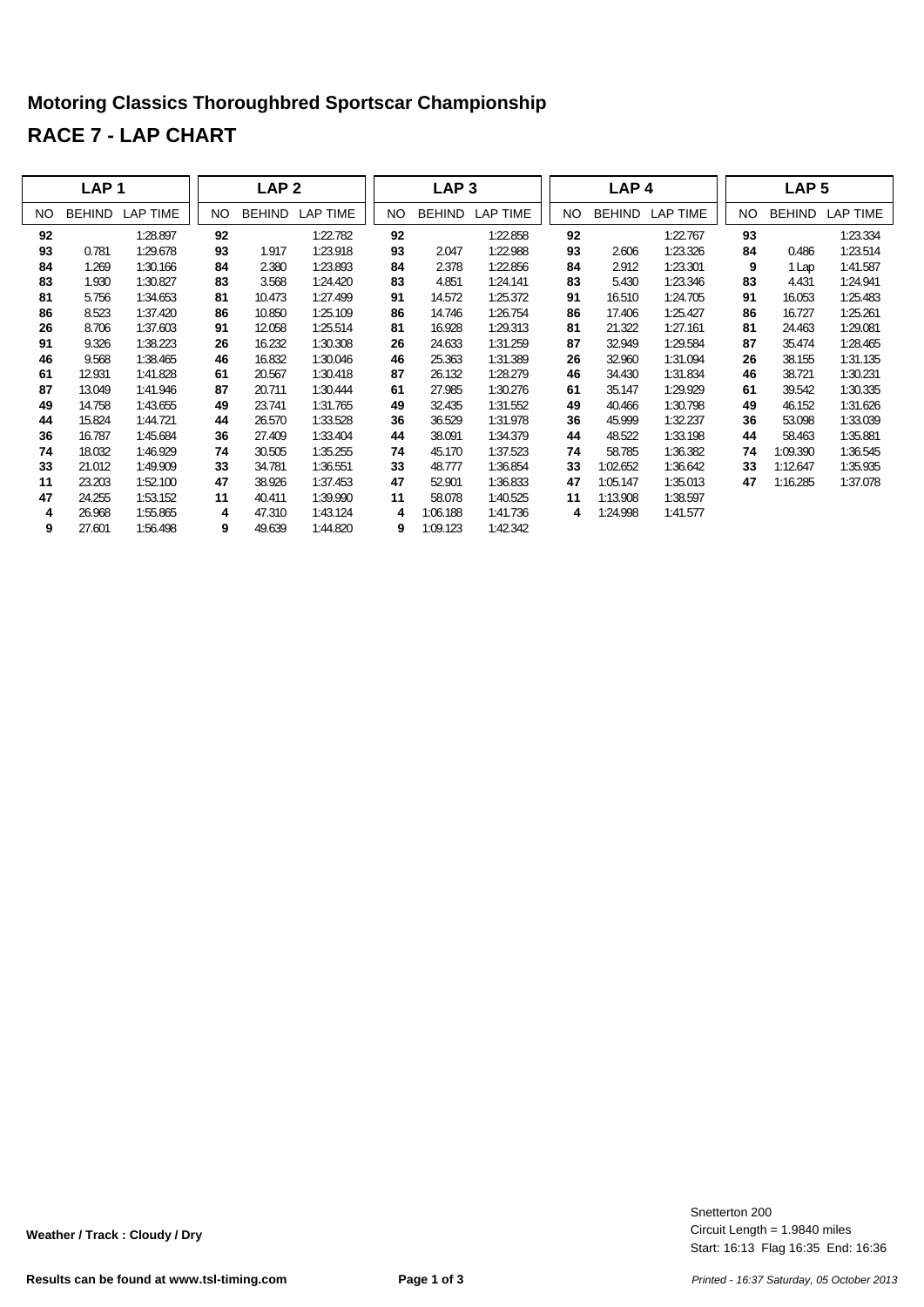# Motoring Classics Thoroughbred Sportscar Championship

## RACE 7 - LAP CHART

| LAP 1 | | | LAP 2 | | | LAP 3 | | | LAP 4 | | | LAP 5 | | |
|---|---|---|---|---|---|---|---|---|---|---|---|---|---|---|
| NO | BEHIND | LAP TIME | NO | BEHIND | LAP TIME | NO | BEHIND | LAP TIME | NO | BEHIND | LAP TIME | NO | BEHIND | LAP TIME |
| 92 | | 1:28.897 | 92 | | 1:22.782 | 92 | | 1:22.858 | 92 | | 1:22.767 | 93 | | 1:23.334 |
| 93 | 0.781 | 1:29.678 | 93 | 1.917 | 1:23.918 | 93 | 2.047 | 1:22.988 | 93 | 2.606 | 1:23.326 | 84 | 0.486 | 1:23.514 |
| 84 | 1.269 | 1:30.166 | 84 | 2.380 | 1:23.893 | 84 | 2.378 | 1:22.856 | 84 | 2.912 | 1:23.301 | 9 | 1 Lap | 1:41.587 |
| 83 | 1.930 | 1:30.827 | 83 | 3.568 | 1:24.420 | 83 | 4.851 | 1:24.141 | 83 | 5.430 | 1:23.346 | 83 | 4.431 | 1:24.941 |
| 81 | 5.756 | 1:34.653 | 81 | 10.473 | 1:27.499 | 91 | 14.572 | 1:25.372 | 91 | 16.510 | 1:24.705 | 91 | 16.053 | 1:25.483 |
| 86 | 8.523 | 1:37.420 | 86 | 10.850 | 1:25.109 | 86 | 14.746 | 1:26.754 | 86 | 17.406 | 1:25.427 | 86 | 16.727 | 1:25.261 |
| 26 | 8.706 | 1:37.603 | 91 | 12.058 | 1:25.514 | 81 | 16.928 | 1:29.313 | 81 | 21.322 | 1:27.161 | 81 | 24.463 | 1:29.081 |
| 91 | 9.326 | 1:38.223 | 26 | 16.232 | 1:30.308 | 26 | 24.633 | 1:31.259 | 87 | 32.949 | 1:29.584 | 87 | 35.474 | 1:28.465 |
| 46 | 9.568 | 1:38.465 | 46 | 16.832 | 1:30.046 | 46 | 25.363 | 1:31.389 | 26 | 32.960 | 1:31.094 | 26 | 38.155 | 1:31.135 |
| 61 | 12.931 | 1:41.828 | 61 | 20.567 | 1:30.418 | 87 | 26.132 | 1:28.279 | 46 | 34.430 | 1:31.834 | 46 | 38.721 | 1:30.231 |
| 87 | 13.049 | 1:41.946 | 87 | 20.711 | 1:30.444 | 61 | 27.985 | 1:30.276 | 61 | 35.147 | 1:29.929 | 61 | 39.542 | 1:30.335 |
| 49 | 14.758 | 1:43.655 | 49 | 23.741 | 1:31.765 | 49 | 32.435 | 1:31.552 | 49 | 40.466 | 1:30.798 | 49 | 46.152 | 1:31.626 |
| 44 | 15.824 | 1:44.721 | 44 | 26.570 | 1:33.528 | 36 | 36.529 | 1:31.978 | 36 | 45.999 | 1:32.237 | 36 | 53.098 | 1:33.039 |
| 36 | 16.787 | 1:45.684 | 36 | 27.409 | 1:33.404 | 44 | 38.091 | 1:34.379 | 44 | 48.522 | 1:33.198 | 44 | 58.463 | 1:35.881 |
| 74 | 18.032 | 1:46.929 | 74 | 30.505 | 1:35.255 | 74 | 45.170 | 1:37.523 | 74 | 58.785 | 1:36.382 | 74 | 1:09.390 | 1:36.545 |
| 33 | 21.012 | 1:49.909 | 33 | 34.781 | 1:36.551 | 33 | 48.777 | 1:36.854 | 33 | 1:02.652 | 1:36.642 | 33 | 1:12.647 | 1:35.935 |
| 11 | 23.203 | 1:52.100 | 47 | 38.926 | 1:37.453 | 47 | 52.901 | 1:36.833 | 47 | 1:05.147 | 1:35.013 | 47 | 1:16.285 | 1:37.078 |
| 47 | 24.255 | 1:53.152 | 11 | 40.411 | 1:39.990 | 11 | 58.078 | 1:40.525 | 11 | 1:13.908 | 1:38.597 | | | |
| 4 | 26.968 | 1:55.865 | 4 | 47.310 | 1:43.124 | 4 | 1:06.188 | 1:41.736 | 4 | 1:24.998 | 1:41.577 | | | |
| 9 | 27.601 | 1:56.498 | 9 | 49.639 | 1:44.820 | 9 | 1:09.123 | 1:42.342 | | | | | | |

**Weather / Track : Cloudy / Dry**

Snetterton 200
Circuit Length = 1.9840 miles
Start: 16:13 Flag 16:35 End: 16:36

**Results can be found at www.tsl-timing.com**

*Printed - 16:37 Saturday, 05 October 2013*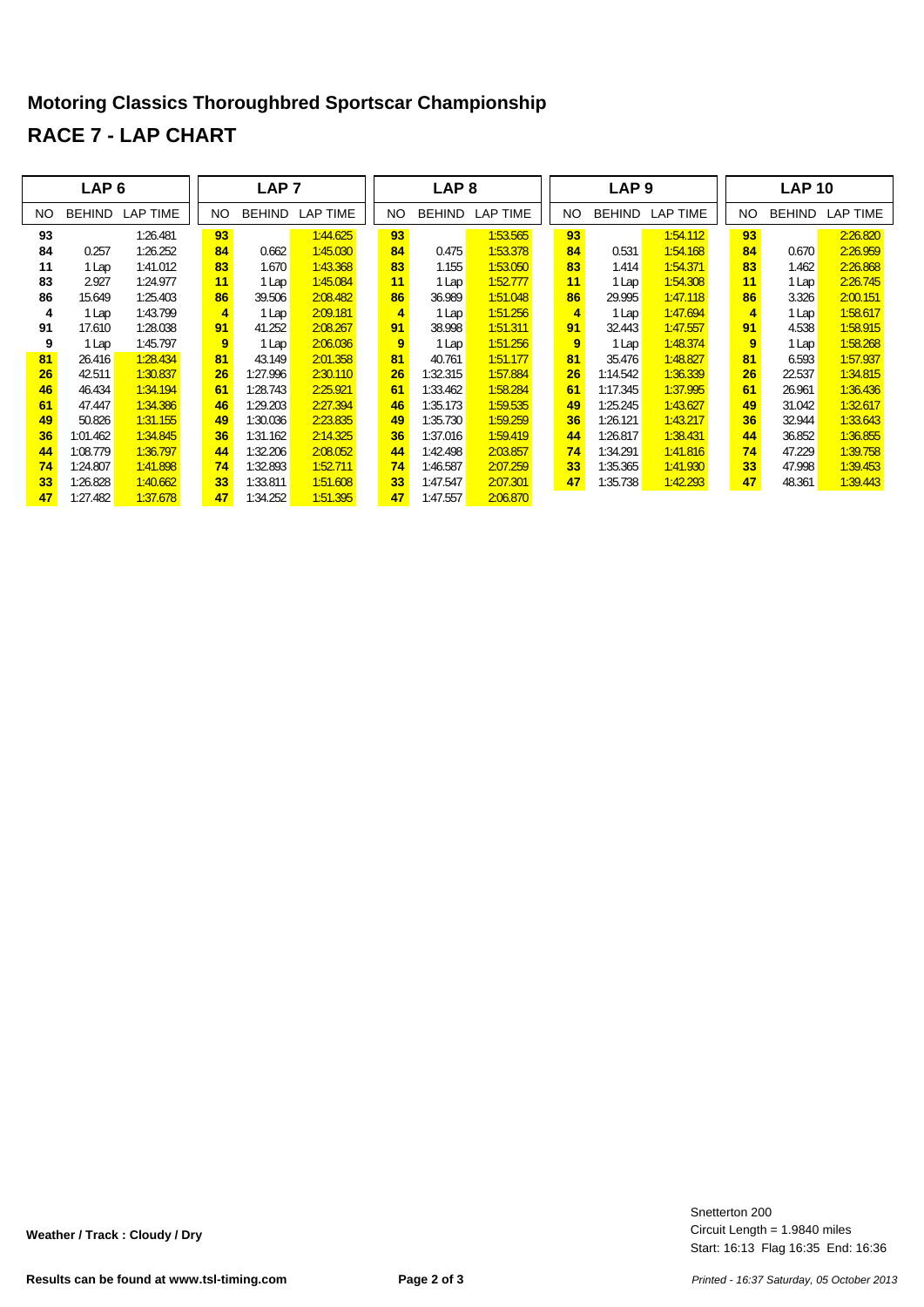## Motoring Classics Thoroughbred Sportscar Championship

## RACE 7 - LAP CHART

| LAP 6 | | | LAP 7 | | | LAP 8 | | | LAP 9 | | | LAP 10 | | |
|---|---|---|---|---|---|---|---|---|---|---|---|---|---|---|
| NO | BEHIND | LAP TIME | NO | BEHIND | LAP TIME | NO | BEHIND | LAP TIME | NO | BEHIND | LAP TIME | NO | BEHIND | LAP TIME |
| 93 | | 1:26.481 | 93 | | 1:44.625 | 93 | | 1:53.565 | 93 | | 1:54.112 | 93 | | 2:26.820 |
| 84 | 0.257 | 1:26.252 | 84 | 0.662 | 1:45.030 | 84 | 0.475 | 1:53.378 | 84 | 0.531 | 1:54.168 | 84 | 0.670 | 2:26.959 |
| 11 | 1 Lap | 1:41.012 | 83 | 1.670 | 1:43.368 | 83 | 1.155 | 1:53.050 | 83 | 1.414 | 1:54.371 | 83 | 1.462 | 2:26.868 |
| 83 | 2.927 | 1:24.977 | 11 | 1 Lap | 1:45.084 | 11 | 1 Lap | 1:52.777 | 11 | 1 Lap | 1:54.308 | 11 | 1 Lap | 2:26.745 |
| 86 | 15.649 | 1:25.403 | 86 | 39.506 | 2:08.482 | 86 | 36.989 | 1:51.048 | 86 | 29.995 | 1:47.118 | 86 | 3.326 | 2:00.151 |
| 4 | 1 Lap | 1:43.799 | 4 | 1 Lap | 2:09.181 | 4 | 1 Lap | 1:51.256 | 4 | 1 Lap | 1:47.694 | 4 | 1 Lap | 1:58.617 |
| 91 | 17.610 | 1:28.038 | 91 | 41.252 | 2:08.267 | 91 | 38.998 | 1:51.311 | 91 | 32.443 | 1:47.557 | 91 | 4.538 | 1:58.915 |
| 9 | 1 Lap | 1:45.797 | 9 | 1 Lap | 2:06.036 | 9 | 1 Lap | 1:51.256 | 9 | 1 Lap | 1:48.374 | 9 | 1 Lap | 1:58.268 |
| 81 | 26.416 | 1:28.434 | 81 | 43.149 | 2:01.358 | 81 | 40.761 | 1:51.177 | 81 | 35.476 | 1:48.827 | 81 | 6.593 | 1:57.937 |
| 26 | 42.511 | 1:30.837 | 26 | 1:27.996 | 2:30.110 | 26 | 1:32.315 | 1:57.884 | 26 | 1:14.542 | 1:36.339 | 26 | 22.537 | 1:34.815 |
| 46 | 46.434 | 1:34.194 | 61 | 1:28.743 | 2:25.921 | 61 | 1:33.462 | 1:58.284 | 61 | 1:17.345 | 1:37.995 | 61 | 26.961 | 1:36.436 |
| 61 | 47.447 | 1:34.386 | 46 | 1:29.203 | 2:27.394 | 46 | 1:35.173 | 1:59.535 | 49 | 1:25.245 | 1:43.627 | 49 | 31.042 | 1:32.617 |
| 49 | 50.826 | 1:31.155 | 49 | 1:30.036 | 2:23.835 | 49 | 1:35.730 | 1:59.259 | 36 | 1:26.121 | 1:43.217 | 36 | 32.944 | 1:33.643 |
| 36 | 1:01.462 | 1:34.845 | 36 | 1:31.162 | 2:14.325 | 36 | 1:37.016 | 1:59.419 | 44 | 1:26.817 | 1:38.431 | 44 | 36.852 | 1:36.855 |
| 44 | 1:08.779 | 1:36.797 | 44 | 1:32.206 | 2:08.052 | 44 | 1:42.498 | 2:03.857 | 74 | 1:34.291 | 1:41.816 | 74 | 47.229 | 1:39.758 |
| 74 | 1:24.807 | 1:41.898 | 74 | 1:32.893 | 1:52.711 | 74 | 1:46.587 | 2:07.259 | 33 | 1:35.365 | 1:41.930 | 33 | 47.998 | 1:39.453 |
| 33 | 1:26.828 | 1:40.662 | 33 | 1:33.811 | 1:51.608 | 33 | 1:47.547 | 2:07.301 | 47 | 1:35.738 | 1:42.293 | 47 | 48.361 | 1:39.443 |
| 47 | 1:27.482 | 1:37.678 | 47 | 1:34.252 | 1:51.395 | 47 | 1:47.557 | 2:06.870 | | | | | | |

**Weather / Track : Cloudy / Dry**

Snetterton 200
Circuit Length = 1.9840 miles
Start: 16:13 Flag 16:35 End: 16:36

**Results can be found at www.tsl-timing.com**

*Printed - 16:37 Saturday, 05 October 2013*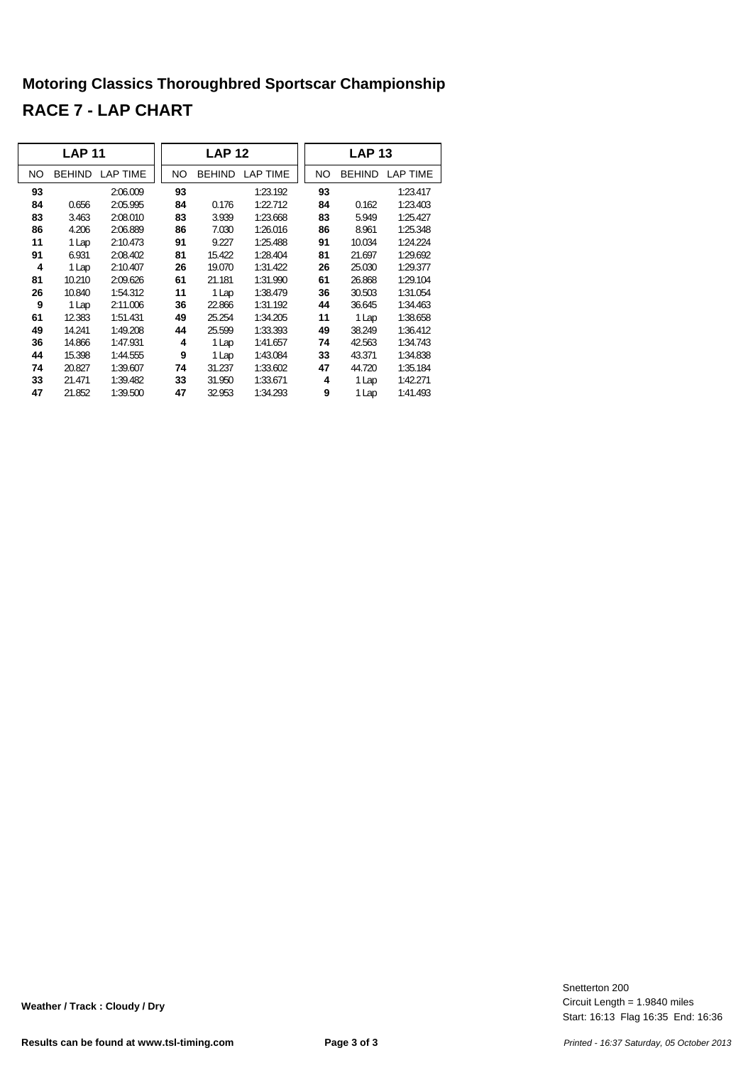# Motoring Classics Thoroughbred Sportscar Championship

## RACE 7 - LAP CHART

| LAP 11 | | | LAP 12 | | | LAP 13 | | |
|---|---|---|---|---|---|---|---|---|
| NO | BEHIND | LAP TIME | NO | BEHIND | LAP TIME | NO | BEHIND | LAP TIME |
| **93** | | 2:06.009 | **93** | | 1:23.192 | **93** | | 1:23.417 |
| **84** | 0.656 | 2:05.995 | **84** | 0.176 | 1:22.712 | **84** | 0.162 | 1:23.403 |
| **83** | 3.463 | 2:08.010 | **83** | 3.939 | 1:23.668 | **83** | 5.949 | 1:25.427 |
| **86** | 4.206 | 2:06.889 | **86** | 7.030 | 1:26.016 | **86** | 8.961 | 1:25.348 |
| **11** | 1 Lap | 2:10.473 | **91** | 9.227 | 1:25.488 | **91** | 10.034 | 1:24.224 |
| **91** | 6.931 | 2:08.402 | **81** | 15.422 | 1:28.404 | **81** | 21.697 | 1:29.692 |
| **4** | 1 Lap | 2:10.407 | **26** | 19.070 | 1:31.422 | **26** | 25.030 | 1:29.377 |
| **81** | 10.210 | 2:09.626 | **61** | 21.181 | 1:31.990 | **61** | 26.868 | 1:29.104 |
| **26** | 10.840 | 1:54.312 | **11** | 1 Lap | 1:38.479 | **36** | 30.503 | 1:31.054 |
| **9** | 1 Lap | 2:11.006 | **36** | 22.866 | 1:31.192 | **44** | 36.645 | 1:34.463 |
| **61** | 12.383 | 1:51.431 | **49** | 25.254 | 1:34.205 | **11** | 1 Lap | 1:38.658 |
| **49** | 14.241 | 1:49.208 | **44** | 25.599 | 1:33.393 | **49** | 38.249 | 1:36.412 |
| **36** | 14.866 | 1:47.931 | **4** | 1 Lap | 1:41.657 | **74** | 42.563 | 1:34.743 |
| **44** | 15.398 | 1:44.555 | **9** | 1 Lap | 1:43.084 | **33** | 43.371 | 1:34.838 |
| **74** | 20.827 | 1:39.607 | **74** | 31.237 | 1:33.602 | **47** | 44.720 | 1:35.184 |
| **33** | 21.471 | 1:39.482 | **33** | 31.950 | 1:33.671 | **4** | 1 Lap | 1:42.271 |
| **47** | 21.852 | 1:39.500 | **47** | 32.953 | 1:34.293 | **9** | 1 Lap | 1:41.493 |

**Weather / Track : Cloudy / Dry**

Snetterton 200
Circuit Length = 1.9840 miles
Start: 16:13 Flag 16:35 End: 16:36

**Results can be found at www.tsl-timing.com**

*Printed - 16:37 Saturday, 05 October 2013*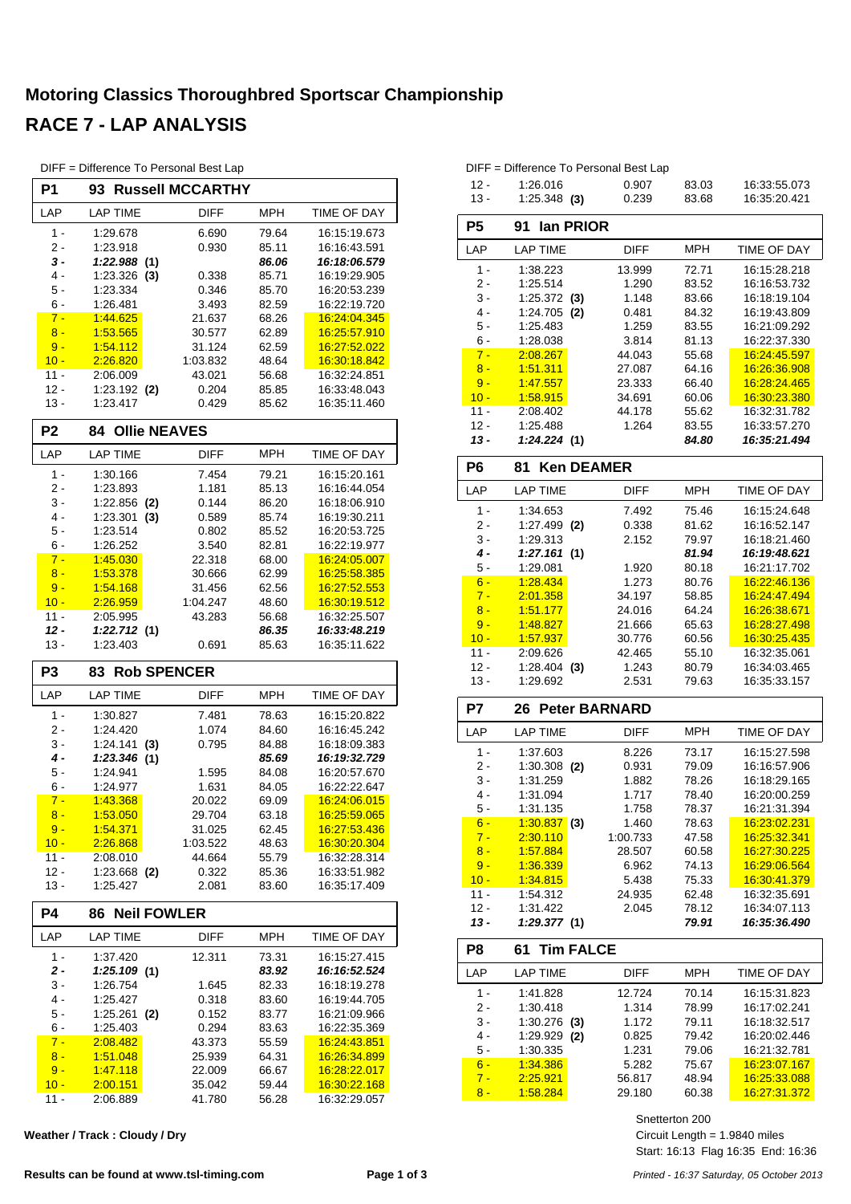# Motoring Classics Thoroughbred Sportscar Championship

## RACE 7 - LAP ANALYSIS

DIFF = Difference To Personal Best Lap

### P1 93 Russell MCCARTHY

| LAP | LAP TIME | DIFF | MPH | TIME OF DAY |
|---|---|---|---|---|
| 1 - | 1:29.678 | 6.690 | 79.64 | 16:15:19.673 |
| 2 - | 1:23.918 | 0.930 | 85.11 | 16:16:43.591 |
| ***3 -*** | ***1:22.988 (1)*** | | ***86.06*** | ***16:18:06.579*** |
| 4 - | 1:23.326 **(3)** | 0.338 | 85.71 | 16:19:29.905 |
| 5 - | 1:23.334 | 0.346 | 85.70 | 16:20:53.239 |
| 6 - | 1:26.481 | 3.493 | 82.59 | 16:22:19.720 |
| 7 - | 1:44.625 | 21.637 | 68.26 | 16:24:04.345 |
| 8 - | 1:53.565 | 30.577 | 62.89 | 16:25:57.910 |
| 9 - | 1:54.112 | 31.124 | 62.59 | 16:27:52.022 |
| 10 - | 2:26.820 | 1:03.832 | 48.64 | 16:30:18.842 |
| 11 - | 2:06.009 | 43.021 | 56.68 | 16:32:24.851 |
| 12 - | 1:23.192 **(2)** | 0.204 | 85.85 | 16:33:48.043 |
| 13 - | 1:23.417 | 0.429 | 85.62 | 16:35:11.460 |

### P2 84 Ollie NEAVES

| LAP | LAP TIME | DIFF | MPH | TIME OF DAY |
|---|---|---|---|---|
| 1 - | 1:30.166 | 7.454 | 79.21 | 16:15:20.161 |
| 2 - | 1:23.893 | 1.181 | 85.13 | 16:16:44.054 |
| 3 - | 1:22.856 **(2)** | 0.144 | 86.20 | 16:18:06.910 |
| 4 - | 1:23.301 **(3)** | 0.589 | 85.74 | 16:19:30.211 |
| 5 - | 1:23.514 | 0.802 | 85.52 | 16:20:53.725 |
| 6 - | 1:26.252 | 3.540 | 82.81 | 16:22:19.977 |
| 7 - | 1:45.030 | 22.318 | 68.00 | 16:24:05.007 |
| 8 - | 1:53.378 | 30.666 | 62.99 | 16:25:58.385 |
| 9 - | 1:54.168 | 31.456 | 62.56 | 16:27:52.553 |
| 10 - | 2:26.959 | 1:04.247 | 48.60 | 16:30:19.512 |
| 11 - | 2:05.995 | 43.283 | 56.68 | 16:32:25.507 |
| ***12 -*** | ***1:22.712 (1)*** | | ***86.35*** | ***16:33:48.219*** |
| 13 - | 1:23.403 | 0.691 | 85.63 | 16:35:11.622 |

### P3 83 Rob SPENCER

| LAP | LAP TIME | DIFF | MPH | TIME OF DAY |
|---|---|---|---|---|
| 1 - | 1:30.827 | 7.481 | 78.63 | 16:15:20.822 |
| 2 - | 1:24.420 | 1.074 | 84.60 | 16:16:45.242 |
| 3 - | 1:24.141 **(3)** | 0.795 | 84.88 | 16:18:09.383 |
| ***4 -*** | ***1:23.346 (1)*** | | ***85.69*** | ***16:19:32.729*** |
| 5 - | 1:24.941 | 1.595 | 84.08 | 16:20:57.670 |
| 6 - | 1:24.977 | 1.631 | 84.05 | 16:22:22.647 |
| 7 - | 1:43.368 | 20.022 | 69.09 | 16:24:06.015 |
| 8 - | 1:53.050 | 29.704 | 63.18 | 16:25:59.065 |
| 9 - | 1:54.371 | 31.025 | 62.45 | 16:27:53.436 |
| 10 - | 2:26.868 | 1:03.522 | 48.63 | 16:30:20.304 |
| 11 - | 2:08.010 | 44.664 | 55.79 | 16:32:28.314 |
| 12 - | 1:23.668 **(2)** | 0.322 | 85.36 | 16:33:51.982 |
| 13 - | 1:25.427 | 2.081 | 83.60 | 16:35:17.409 |

### P4 86 Neil FOWLER

| LAP | LAP TIME | DIFF | MPH | TIME OF DAY |
|---|---|---|---|---|
| 1 - | 1:37.420 | 12.311 | 73.31 | 16:15:27.415 |
| ***2 -*** | ***1:25.109 (1)*** | | ***83.92*** | ***16:16:52.524*** |
| 3 - | 1:26.754 | 1.645 | 82.33 | 16:18:19.278 |
| 4 - | 1:25.427 | 0.318 | 83.60 | 16:19:44.705 |
| 5 - | 1:25.261 **(2)** | 0.152 | 83.77 | 16:21:09.966 |
| 6 - | 1:25.403 | 0.294 | 83.63 | 16:22:35.369 |
| 7 - | 2:08.482 | 43.373 | 55.59 | 16:24:43.851 |
| 8 - | 1:51.048 | 25.939 | 64.31 | 16:26:34.899 |
| 9 - | 1:47.118 | 22.009 | 66.67 | 16:28:22.017 |
| 10 - | 2:00.151 | 35.042 | 59.44 | 16:30:22.168 |
| 11 - | 2:06.889 | 41.780 | 56.28 | 16:32:29.057 |
| 12 - | 1:26.016 | 0.907 | 83.03 | 16:33:55.073 |
| 13 - | 1:25.348 **(3)** | 0.239 | 83.68 | 16:35:20.421 |

### P5 91 Ian PRIOR

| LAP | LAP TIME | DIFF | MPH | TIME OF DAY |
|---|---|---|---|---|
| 1 - | 1:38.223 | 13.999 | 72.71 | 16:15:28.218 |
| 2 - | 1:25.514 | 1.290 | 83.52 | 16:16:53.732 |
| 3 - | 1:25.372 **(3)** | 1.148 | 83.66 | 16:18:19.104 |
| 4 - | 1:24.705 **(2)** | 0.481 | 84.32 | 16:19:43.809 |
| 5 - | 1:25.483 | 1.259 | 83.55 | 16:21:09.292 |
| 6 - | 1:28.038 | 3.814 | 81.13 | 16:22:37.330 |
| 7 - | 2:08.267 | 44.043 | 55.68 | 16:24:45.597 |
| 8 - | 1:51.311 | 27.087 | 64.16 | 16:26:36.908 |
| 9 - | 1:47.557 | 23.333 | 66.40 | 16:28:24.465 |
| 10 - | 1:58.915 | 34.691 | 60.06 | 16:30:23.380 |
| 11 - | 2:08.402 | 44.178 | 55.62 | 16:32:31.782 |
| 12 - | 1:25.488 | 1.264 | 83.55 | 16:33:57.270 |
| ***13 -*** | ***1:24.224 (1)*** | | ***84.80*** | ***16:35:21.494*** |

### P6 81 Ken DEAMER

| LAP | LAP TIME | DIFF | MPH | TIME OF DAY |
|---|---|---|---|---|
| 1 - | 1:34.653 | 7.492 | 75.46 | 16:15:24.648 |
| 2 - | 1:27.499 **(2)** | 0.338 | 81.62 | 16:16:52.147 |
| 3 - | 1:29.313 | 2.152 | 79.97 | 16:18:21.460 |
| ***4 -*** | ***1:27.161 (1)*** | | ***81.94*** | ***16:19:48.621*** |
| 5 - | 1:29.081 | 1.920 | 80.18 | 16:21:17.702 |
| 6 - | 1:28.434 | 1.273 | 80.76 | 16:22:46.136 |
| 7 - | 2:01.358 | 34.197 | 58.85 | 16:24:47.494 |
| 8 - | 1:51.177 | 24.016 | 64.24 | 16:26:38.671 |
| 9 - | 1:48.827 | 21.666 | 65.63 | 16:28:27.498 |
| 10 - | 1:57.937 | 30.776 | 60.56 | 16:30:25.435 |
| 11 - | 2:09.626 | 42.465 | 55.10 | 16:32:35.061 |
| 12 - | 1:28.404 **(3)** | 1.243 | 80.79 | 16:34:03.465 |
| 13 - | 1:29.692 | 2.531 | 79.63 | 16:35:33.157 |

### P7 26 Peter BARNARD

| LAP | LAP TIME | DIFF | MPH | TIME OF DAY |
|---|---|---|---|---|
| 1 - | 1:37.603 | 8.226 | 73.17 | 16:15:27.598 |
| 2 - | 1:30.308 **(2)** | 0.931 | 79.09 | 16:16:57.906 |
| 3 - | 1:31.259 | 1.882 | 78.26 | 16:18:29.165 |
| 4 - | 1:31.094 | 1.717 | 78.40 | 16:20:00.259 |
| 5 - | 1:31.135 | 1.758 | 78.37 | 16:21:31.394 |
| 6 - | 1:30.837 **(3)** | 1.460 | 78.63 | 16:23:02.231 |
| 7 - | 2:30.110 | 1:00.733 | 47.58 | 16:25:32.341 |
| 8 - | 1:57.884 | 28.507 | 60.58 | 16:27:30.225 |
| 9 - | 1:36.339 | 6.962 | 74.13 | 16:29:06.564 |
| 10 - | 1:34.815 | 5.438 | 75.33 | 16:30:41.379 |
| 11 - | 1:54.312 | 24.935 | 62.48 | 16:32:35.691 |
| 12 - | 1:31.422 | 2.045 | 78.12 | 16:34:07.113 |
| ***13 -*** | ***1:29.377 (1)*** | | ***79.91*** | ***16:35:36.490*** |

### P8 61 Tim FALCE

| LAP | LAP TIME | DIFF | MPH | TIME OF DAY |
|---|---|---|---|---|
| 1 - | 1:41.828 | 12.724 | 70.14 | 16:15:31.823 |
| 2 - | 1:30.418 | 1.314 | 78.99 | 16:17:02.241 |
| 3 - | 1:30.276 **(3)** | 1.172 | 79.11 | 16:18:32.517 |
| 4 - | 1:29.929 **(2)** | 0.825 | 79.42 | 16:20:02.446 |
| 5 - | 1:30.335 | 1.231 | 79.06 | 16:21:32.781 |
| 6 - | 1:34.386 | 5.282 | 75.67 | 16:23:07.167 |
| 7 - | 2:25.921 | 56.817 | 48.94 | 16:25:33.088 |
| 8 - | 1:58.284 | 29.180 | 60.38 | 16:27:31.372 |

**Weather / Track : Cloudy / Dry**

Snetterton 200
Circuit Length = 1.9840 miles
Start: 16:13 Flag 16:35 End: 16:36

**Results can be found at www.tsl-timing.com**

*Printed - 16:37 Saturday, 05 October 2013*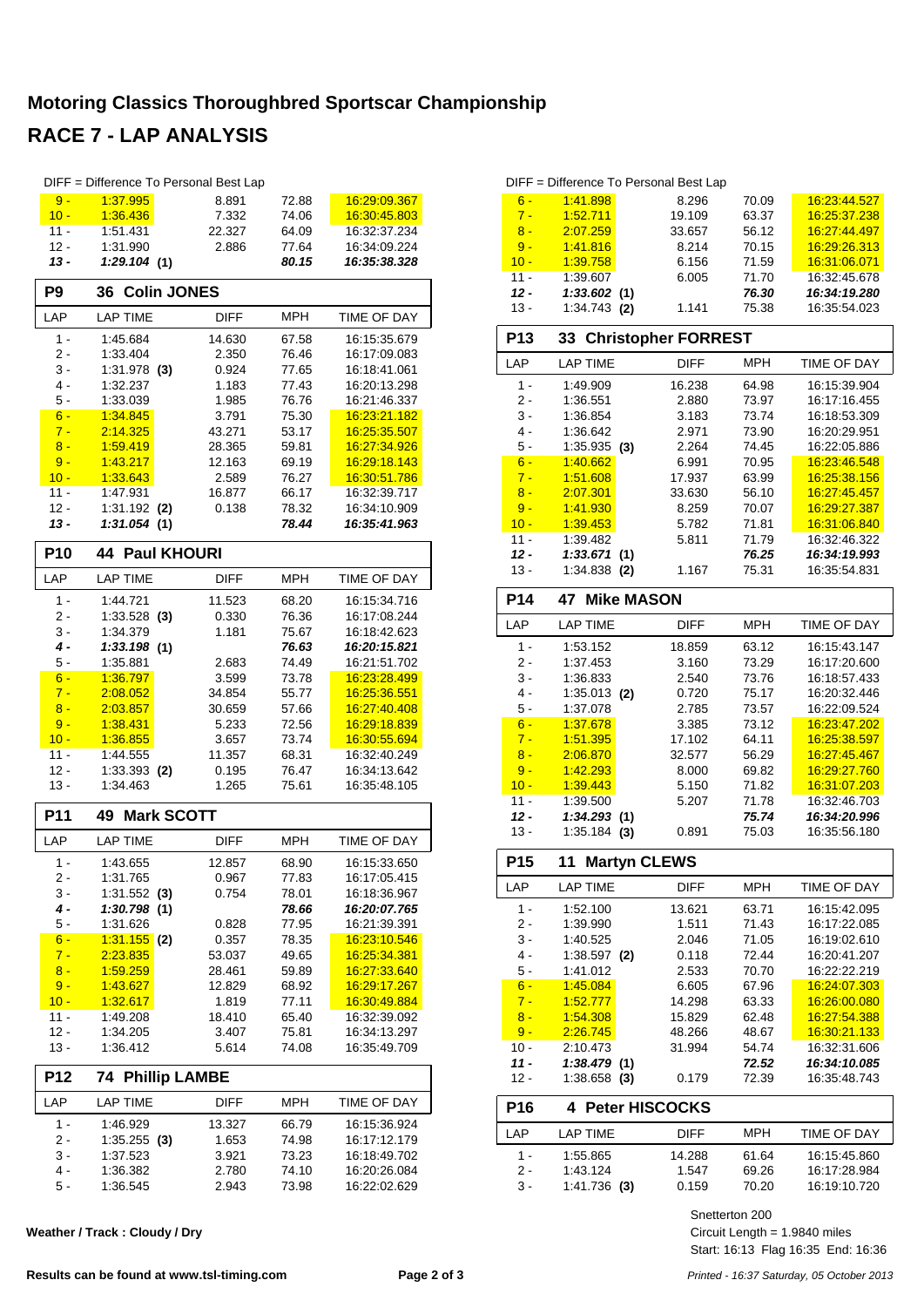# Motoring Classics Thoroughbred Sportscar Championship

## RACE 7 - LAP ANALYSIS

DIFF = Difference To Personal Best Lap

| LAP | LAP TIME | DIFF | MPH | TIME OF DAY |
|---|---|---|---|---|
| 9 - | 1:37.995 | 8.891 | 72.88 | 16:29:09.367 |
| 10 - | 1:36.436 | 7.332 | 74.06 | 16:30:45.803 |
| 11 - | 1:51.431 | 22.327 | 64.09 | 16:32:37.234 |
| 12 - | 1:31.990 | 2.886 | 77.64 | 16:34:09.224 |
| ***13 -*** | ***1:29.104 (1)*** | | ***80.15*** | ***16:35:38.328*** |

### P9 36 Colin JONES

| LAP | LAP TIME | DIFF | MPH | TIME OF DAY |
|---|---|---|---|---|
| 1 - | 1:45.684 | 14.630 | 67.58 | 16:15:35.679 |
| 2 - | 1:33.404 | 2.350 | 76.46 | 16:17:09.083 |
| 3 - | 1:31.978 **(3)** | 0.924 | 77.65 | 16:18:41.061 |
| 4 - | 1:32.237 | 1.183 | 77.43 | 16:20:13.298 |
| 5 - | 1:33.039 | 1.985 | 76.76 | 16:21:46.337 |
| 6 - | 1:34.845 | 3.791 | 75.30 | 16:23:21.182 |
| 7 - | 2:14.325 | 43.271 | 53.17 | 16:25:35.507 |
| 8 - | 1:59.419 | 28.365 | 59.81 | 16:27:34.926 |
| 9 - | 1:43.217 | 12.163 | 69.19 | 16:29:18.143 |
| 10 - | 1:33.643 | 2.589 | 76.27 | 16:30:51.786 |
| 11 - | 1:47.931 | 16.877 | 66.17 | 16:32:39.717 |
| 12 - | 1:31.192 **(2)** | 0.138 | 78.32 | 16:34:10.909 |
| ***13 -*** | ***1:31.054 (1)*** | | ***78.44*** | ***16:35:41.963*** |

### P10 44 Paul KHOURI

| LAP | LAP TIME | DIFF | MPH | TIME OF DAY |
|---|---|---|---|---|
| 1 - | 1:44.721 | 11.523 | 68.20 | 16:15:34.716 |
| 2 - | 1:33.528 **(3)** | 0.330 | 76.36 | 16:17:08.244 |
| 3 - | 1:34.379 | 1.181 | 75.67 | 16:18:42.623 |
| ***4 -*** | ***1:33.198 (1)*** | | ***76.63*** | ***16:20:15.821*** |
| 5 - | 1:35.881 | 2.683 | 74.49 | 16:21:51.702 |
| 6 - | 1:36.797 | 3.599 | 73.78 | 16:23:28.499 |
| 7 - | 2:08.052 | 34.854 | 55.77 | 16:25:36.551 |
| 8 - | 2:03.857 | 30.659 | 57.66 | 16:27:40.408 |
| 9 - | 1:38.431 | 5.233 | 72.56 | 16:29:18.839 |
| 10 - | 1:36.855 | 3.657 | 73.74 | 16:30:55.694 |
| 11 - | 1:44.555 | 11.357 | 68.31 | 16:32:40.249 |
| 12 - | 1:33.393 **(2)** | 0.195 | 76.47 | 16:34:13.642 |
| 13 - | 1:34.463 | 1.265 | 75.61 | 16:35:48.105 |

### P11 49 Mark SCOTT

| LAP | LAP TIME | DIFF | MPH | TIME OF DAY |
|---|---|---|---|---|
| 1 - | 1:43.655 | 12.857 | 68.90 | 16:15:33.650 |
| 2 - | 1:31.765 | 0.967 | 77.83 | 16:17:05.415 |
| 3 - | 1:31.552 **(3)** | 0.754 | 78.01 | 16:18:36.967 |
| ***4 -*** | ***1:30.798 (1)*** | | ***78.66*** | ***16:20:07.765*** |
| 5 - | 1:31.626 | 0.828 | 77.95 | 16:21:39.391 |
| 6 - | 1:31.155 **(2)** | 0.357 | 78.35 | 16:23:10.546 |
| 7 - | 2:23.835 | 53.037 | 49.65 | 16:25:34.381 |
| 8 - | 1:59.259 | 28.461 | 59.89 | 16:27:33.640 |
| 9 - | 1:43.627 | 12.829 | 68.92 | 16:29:17.267 |
| 10 - | 1:32.617 | 1.819 | 77.11 | 16:30:49.884 |
| 11 - | 1:49.208 | 18.410 | 65.40 | 16:32:39.092 |
| 12 - | 1:34.205 | 3.407 | 75.81 | 16:34:13.297 |
| 13 - | 1:36.412 | 5.614 | 74.08 | 16:35:49.709 |

### P12 74 Phillip LAMBE

| LAP | LAP TIME | DIFF | MPH | TIME OF DAY |
|---|---|---|---|---|
| 1 - | 1:46.929 | 13.327 | 66.79 | 16:15:36.924 |
| 2 - | 1:35.255 **(3)** | 1.653 | 74.98 | 16:17:12.179 |
| 3 - | 1:37.523 | 3.921 | 73.23 | 16:18:49.702 |
| 4 - | 1:36.382 | 2.780 | 74.10 | 16:20:26.084 |
| 5 - | 1:36.545 | 2.943 | 73.98 | 16:22:02.629 |
| 6 - | 1:41.898 | 8.296 | 70.09 | 16:23:44.527 |
| 7 - | 1:52.711 | 19.109 | 63.37 | 16:25:37.238 |
| 8 - | 2:07.259 | 33.657 | 56.12 | 16:27:44.497 |
| 9 - | 1:41.816 | 8.214 | 70.15 | 16:29:26.313 |
| 10 - | 1:39.758 | 6.156 | 71.59 | 16:31:06.071 |
| 11 - | 1:39.607 | 6.005 | 71.70 | 16:32:45.678 |
| ***12 -*** | ***1:33.602 (1)*** | | ***76.30*** | ***16:34:19.280*** |
| 13 - | 1:34.743 **(2)** | 1.141 | 75.38 | 16:35:54.023 |

### P13 33 Christopher FORREST

| LAP | LAP TIME | DIFF | MPH | TIME OF DAY |
|---|---|---|---|---|
| 1 - | 1:49.909 | 16.238 | 64.98 | 16:15:39.904 |
| 2 - | 1:36.551 | 2.880 | 73.97 | 16:17:16.455 |
| 3 - | 1:36.854 | 3.183 | 73.74 | 16:18:53.309 |
| 4 - | 1:36.642 | 2.971 | 73.90 | 16:20:29.951 |
| 5 - | 1:35.935 **(3)** | 2.264 | 74.45 | 16:22:05.886 |
| 6 - | 1:40.662 | 6.991 | 70.95 | 16:23:46.548 |
| 7 - | 1:51.608 | 17.937 | 63.99 | 16:25:38.156 |
| 8 - | 2:07.301 | 33.630 | 56.10 | 16:27:45.457 |
| 9 - | 1:41.930 | 8.259 | 70.07 | 16:29:27.387 |
| 10 - | 1:39.453 | 5.782 | 71.81 | 16:31:06.840 |
| 11 - | 1:39.482 | 5.811 | 71.79 | 16:32:46.322 |
| ***12 -*** | ***1:33.671 (1)*** | | ***76.25*** | ***16:34:19.993*** |
| 13 - | 1:34.838 **(2)** | 1.167 | 75.31 | 16:35:54.831 |

### P14 47 Mike MASON

| LAP | LAP TIME | DIFF | MPH | TIME OF DAY |
|---|---|---|---|---|
| 1 - | 1:53.152 | 18.859 | 63.12 | 16:15:43.147 |
| 2 - | 1:37.453 | 3.160 | 73.29 | 16:17:20.600 |
| 3 - | 1:36.833 | 2.540 | 73.76 | 16:18:57.433 |
| 4 - | 1:35.013 **(2)** | 0.720 | 75.17 | 16:20:32.446 |
| 5 - | 1:37.078 | 2.785 | 73.57 | 16:22:09.524 |
| 6 - | 1:37.678 | 3.385 | 73.12 | 16:23:47.202 |
| 7 - | 1:51.395 | 17.102 | 64.11 | 16:25:38.597 |
| 8 - | 2:06.870 | 32.577 | 56.29 | 16:27:45.467 |
| 9 - | 1:42.293 | 8.000 | 69.82 | 16:29:27.760 |
| 10 - | 1:39.443 | 5.150 | 71.82 | 16:31:07.203 |
| 11 - | 1:39.500 | 5.207 | 71.78 | 16:32:46.703 |
| ***12 -*** | ***1:34.293 (1)*** | | ***75.74*** | ***16:34:20.996*** |
| 13 - | 1:35.184 **(3)** | 0.891 | 75.03 | 16:35:56.180 |

### P15 11 Martyn CLEWS

| LAP | LAP TIME | DIFF | MPH | TIME OF DAY |
|---|---|---|---|---|
| 1 - | 1:52.100 | 13.621 | 63.71 | 16:15:42.095 |
| 2 - | 1:39.990 | 1.511 | 71.43 | 16:17:22.085 |
| 3 - | 1:40.525 | 2.046 | 71.05 | 16:19:02.610 |
| 4 - | 1:38.597 **(2)** | 0.118 | 72.44 | 16:20:41.207 |
| 5 - | 1:41.012 | 2.533 | 70.70 | 16:22:22.219 |
| 6 - | 1:45.084 | 6.605 | 67.96 | 16:24:07.303 |
| 7 - | 1:52.777 | 14.298 | 63.33 | 16:26:00.080 |
| 8 - | 1:54.308 | 15.829 | 62.48 | 16:27:54.388 |
| 9 - | 2:26.745 | 48.266 | 48.67 | 16:30:21.133 |
| 10 - | 2:10.473 | 31.994 | 54.74 | 16:32:31.606 |
| ***11 -*** | ***1:38.479 (1)*** | | ***72.52*** | ***16:34:10.085*** |
| 12 - | 1:38.658 **(3)** | 0.179 | 72.39 | 16:35:48.743 |

### P16 4 Peter HISCOCKS

| LAP | LAP TIME | DIFF | MPH | TIME OF DAY |
|---|---|---|---|---|
| 1 - | 1:55.865 | 14.288 | 61.64 | 16:15:45.860 |
| 2 - | 1:43.124 | 1.547 | 69.26 | 16:17:28.984 |
| 3 - | 1:41.736 **(3)** | 0.159 | 70.20 | 16:19:10.720 |

Snetterton 200
Circuit Length = 1.9840 miles
Start: 16:13 Flag 16:35 End: 16:36

**Weather / Track : Cloudy / Dry**

**Results can be found at www.tsl-timing.com**

*Printed - 16:37 Saturday, 05 October 2013*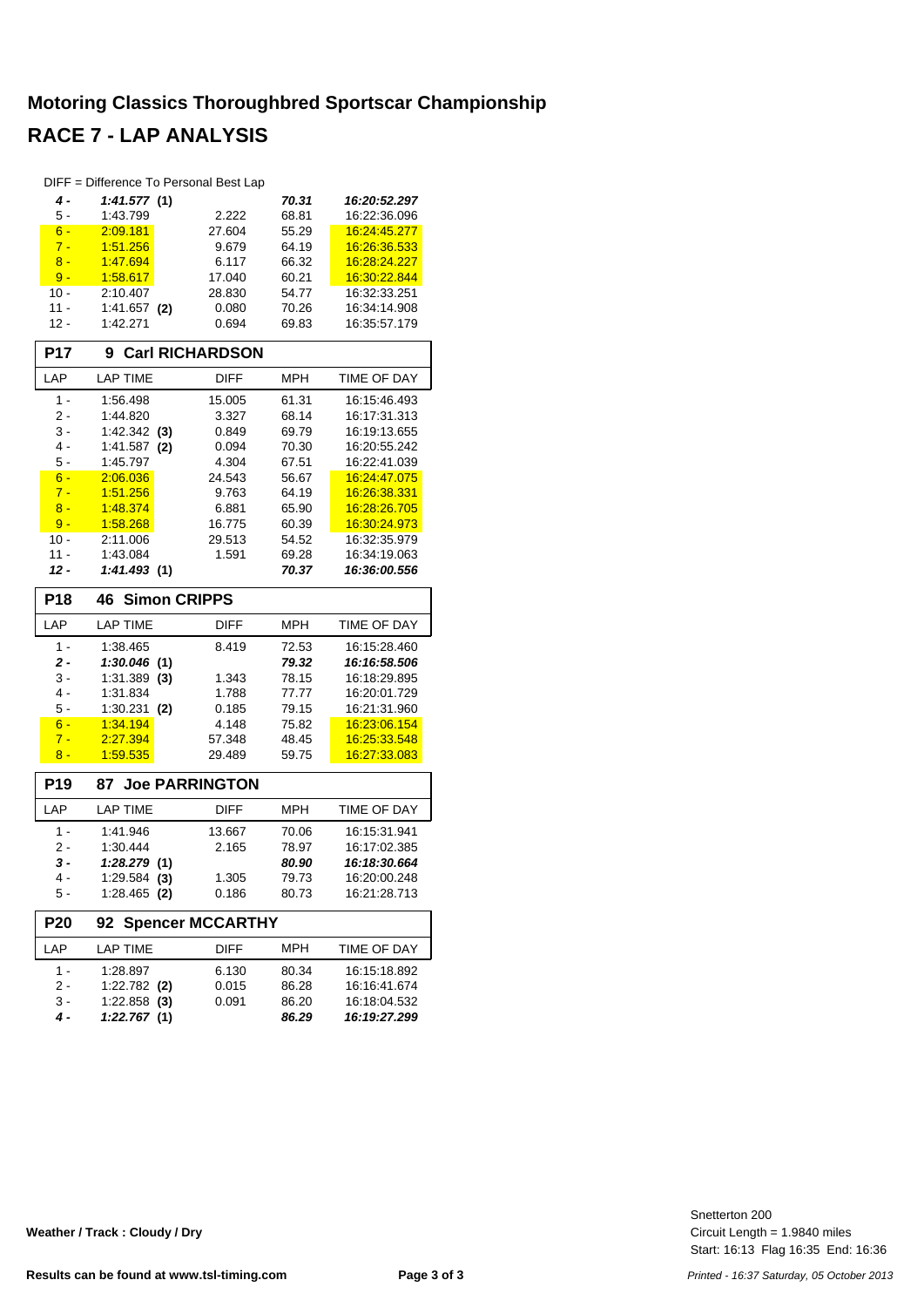# Motoring Classics Thoroughbred Sportscar Championship

# RACE 7 - LAP ANALYSIS

DIFF = Difference To Personal Best Lap

| LAP | LAP TIME | DIFF | MPH | TIME OF DAY |
|---|---|---|---|---|
| ***4 -*** | ***1:41.577 (1)*** | | ***70.31*** | ***16:20:52.297*** |
| 5 - | 1:43.799 | 2.222 | 68.81 | 16:22:36.096 |
| 6 - | 2:09.181 | 27.604 | 55.29 | 16:24:45.277 |
| 7 - | 1:51.256 | 9.679 | 64.19 | 16:26:36.533 |
| 8 - | 1:47.694 | 6.117 | 66.32 | 16:28:24.227 |
| 9 - | 1:58.617 | 17.040 | 60.21 | 16:30:22.844 |
| 10 - | 2:10.407 | 28.830 | 54.77 | 16:32:33.251 |
| 11 - | 1:41.657 **(2)** | 0.080 | 70.26 | 16:34:14.908 |
| 12 - | 1:42.271 | 0.694 | 69.83 | 16:35:57.179 |

## P17 9 Carl RICHARDSON

| LAP | LAP TIME | DIFF | MPH | TIME OF DAY |
|---|---|---|---|---|
| 1 - | 1:56.498 | 15.005 | 61.31 | 16:15:46.493 |
| 2 - | 1:44.820 | 3.327 | 68.14 | 16:17:31.313 |
| 3 - | 1:42.342 **(3)** | 0.849 | 69.79 | 16:19:13.655 |
| 4 - | 1:41.587 **(2)** | 0.094 | 70.30 | 16:20:55.242 |
| 5 - | 1:45.797 | 4.304 | 67.51 | 16:22:41.039 |
| 6 - | 2:06.036 | 24.543 | 56.67 | 16:24:47.075 |
| 7 - | 1:51.256 | 9.763 | 64.19 | 16:26:38.331 |
| 8 - | 1:48.374 | 6.881 | 65.90 | 16:28:26.705 |
| 9 - | 1:58.268 | 16.775 | 60.39 | 16:30:24.973 |
| 10 - | 2:11.006 | 29.513 | 54.52 | 16:32:35.979 |
| 11 - | 1:43.084 | 1.591 | 69.28 | 16:34:19.063 |
| ***12 -*** | ***1:41.493 (1)*** | | ***70.37*** | ***16:36:00.556*** |

## P18 46 Simon CRIPPS

| LAP | LAP TIME | DIFF | MPH | TIME OF DAY |
|---|---|---|---|---|
| 1 - | 1:38.465 | 8.419 | 72.53 | 16:15:28.460 |
| ***2 -*** | ***1:30.046 (1)*** | | ***79.32*** | ***16:16:58.506*** |
| 3 - | 1:31.389 **(3)** | 1.343 | 78.15 | 16:18:29.895 |
| 4 - | 1:31.834 | 1.788 | 77.77 | 16:20:01.729 |
| 5 - | 1:30.231 **(2)** | 0.185 | 79.15 | 16:21:31.960 |
| 6 - | 1:34.194 | 4.148 | 75.82 | 16:23:06.154 |
| 7 - | 2:27.394 | 57.348 | 48.45 | 16:25:33.548 |
| 8 - | 1:59.535 | 29.489 | 59.75 | 16:27:33.083 |

## P19 87 Joe PARRINGTON

| LAP | LAP TIME | DIFF | MPH | TIME OF DAY |
|---|---|---|---|---|
| 1 - | 1:41.946 | 13.667 | 70.06 | 16:15:31.941 |
| 2 - | 1:30.444 | 2.165 | 78.97 | 16:17:02.385 |
| ***3 -*** | ***1:28.279 (1)*** | | ***80.90*** | ***16:18:30.664*** |
| 4 - | 1:29.584 **(3)** | 1.305 | 79.73 | 16:20:00.248 |
| 5 - | 1:28.465 **(2)** | 0.186 | 80.73 | 16:21:28.713 |

## P20 92 Spencer MCCARTHY

| LAP | LAP TIME | DIFF | MPH | TIME OF DAY |
|---|---|---|---|---|
| 1 - | 1:28.897 | 6.130 | 80.34 | 16:15:18.892 |
| 2 - | 1:22.782 **(2)** | 0.015 | 86.28 | 16:16:41.674 |
| 3 - | 1:22.858 **(3)** | 0.091 | 86.20 | 16:18:04.532 |
| ***4 -*** | ***1:22.767 (1)*** | | ***86.29*** | ***16:19:27.299*** |

**Weather / Track : Cloudy / Dry**

Snetterton 200
Circuit Length = 1.9840 miles
Start: 16:13 Flag 16:35 End: 16:36

**Results can be found at www.tsl-timing.com**

*Printed - 16:37 Saturday, 05 October 2013*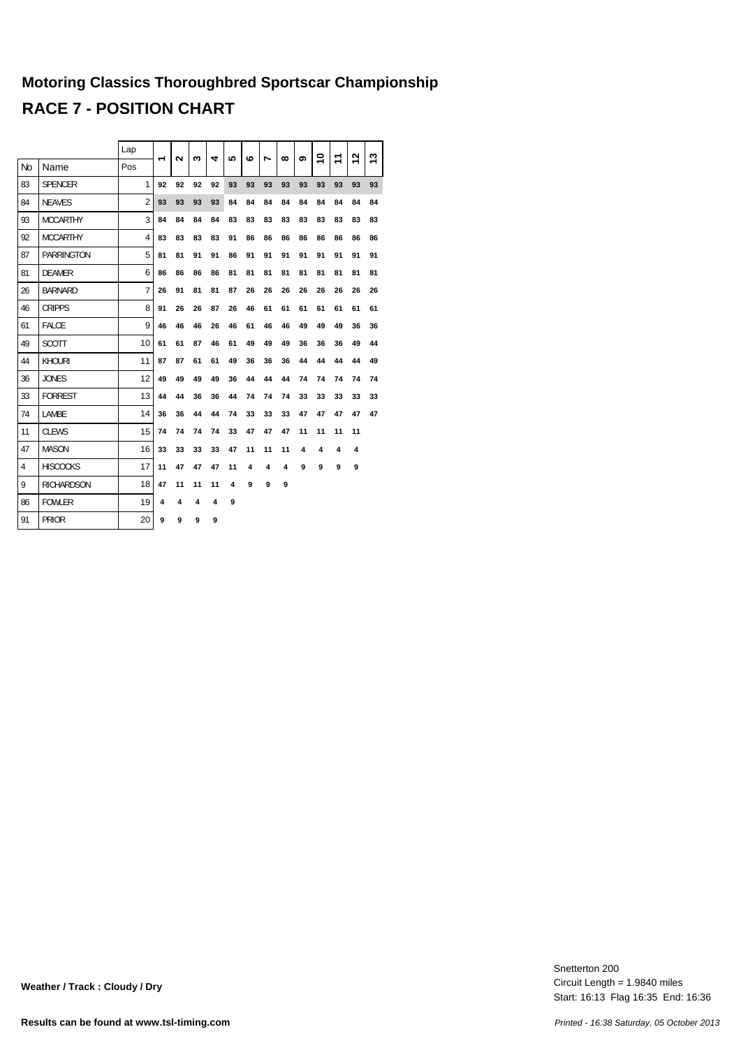# Motoring Classics Thoroughbred Sportscar Championship

## RACE 7 - POSITION CHART

| | | Lap | 1 | 2 | 3 | 4 | 5 | 6 | 7 | 8 | 9 | 10 | 11 | 12 | 13 |
|---|---|---|---|---|---|---|---|---|---|---|---|---|---|---|---|
| No | Name | Pos | | | | | | | | | | | | | |
| 83 | SPENCER | 1 | 92 | 92 | 92 | 92 | 93 | 93 | 93 | 93 | 93 | 93 | 93 | 93 | 93 |
| 84 | NEAVES | 2 | 93 | 93 | 93 | 93 | 84 | 84 | 84 | 84 | 84 | 84 | 84 | 84 | 84 |
| 93 | MCCARTHY | 3 | 84 | 84 | 84 | 84 | 83 | 83 | 83 | 83 | 83 | 83 | 83 | 83 | 83 |
| 92 | MCCARTHY | 4 | 83 | 83 | 83 | 83 | 91 | 86 | 86 | 86 | 86 | 86 | 86 | 86 | 86 |
| 87 | PARRINGTON | 5 | 81 | 81 | 91 | 91 | 86 | 91 | 91 | 91 | 91 | 91 | 91 | 91 | 91 |
| 81 | DEAMER | 6 | 86 | 86 | 86 | 86 | 81 | 81 | 81 | 81 | 81 | 81 | 81 | 81 | 81 |
| 26 | BARNARD | 7 | 26 | 91 | 81 | 81 | 87 | 26 | 26 | 26 | 26 | 26 | 26 | 26 | 26 |
| 46 | CRIPPS | 8 | 91 | 26 | 26 | 87 | 26 | 46 | 61 | 61 | 61 | 61 | 61 | 61 | 61 |
| 61 | FALCE | 9 | 46 | 46 | 46 | 26 | 46 | 61 | 46 | 46 | 49 | 49 | 49 | 36 | 36 |
| 49 | SCOTT | 10 | 61 | 61 | 87 | 46 | 61 | 49 | 49 | 49 | 36 | 36 | 36 | 49 | 44 |
| 44 | KHOURI | 11 | 87 | 87 | 61 | 61 | 49 | 36 | 36 | 36 | 44 | 44 | 44 | 44 | 49 |
| 36 | JONES | 12 | 49 | 49 | 49 | 49 | 36 | 44 | 44 | 44 | 74 | 74 | 74 | 74 | 74 |
| 33 | FORREST | 13 | 44 | 44 | 36 | 36 | 44 | 74 | 74 | 74 | 33 | 33 | 33 | 33 | 33 |
| 74 | LAMBE | 14 | 36 | 36 | 44 | 44 | 74 | 33 | 33 | 33 | 47 | 47 | 47 | 47 | 47 |
| 11 | CLEWS | 15 | 74 | 74 | 74 | 74 | 33 | 47 | 47 | 47 | 11 | 11 | 11 | 11 | |
| 47 | MASON | 16 | 33 | 33 | 33 | 33 | 47 | 11 | 11 | 11 | 4 | 4 | 4 | 4 | |
| 4 | HISCOCKS | 17 | 11 | 47 | 47 | 47 | 11 | 4 | 4 | 4 | 9 | 9 | 9 | 9 | |
| 9 | RICHARDSON | 18 | 47 | 11 | 11 | 11 | 4 | 9 | 9 | 9 | | | | | |
| 86 | FOWLER | 19 | 4 | 4 | 4 | 4 | 9 | | | | | | | | |
| 91 | PRIOR | 20 | 9 | 9 | 9 | 9 | | | | | | | | | |

**Weather / Track : Cloudy / Dry**

Snetterton 200
Circuit Length = 1.9840 miles
Start: 16:13 Flag 16:35 End: 16:36

**Results can be found at www.tsl-timing.com**

*Printed - 16:38 Saturday, 05 October 2013*